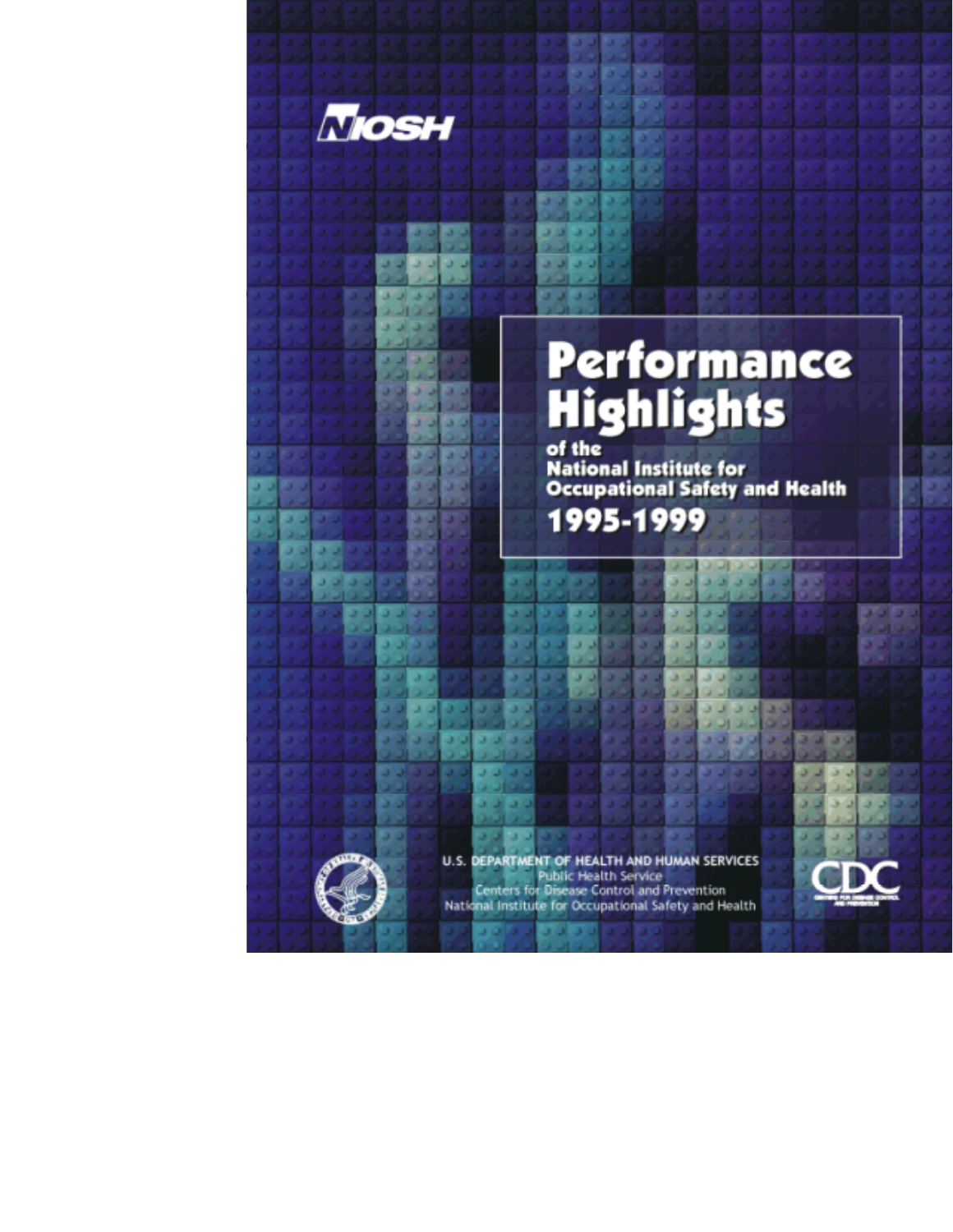NIOSH

# Performance Highlights

## of the National Institute for Occupational Safety and Health

## 1995-1999

U.S. DEPARTMENT OF HEALTH AND HUMAN SERVICES
Public Health Service
Centers for Disease Control and Prevention
National Institute for Occupational Safety and Health

CDC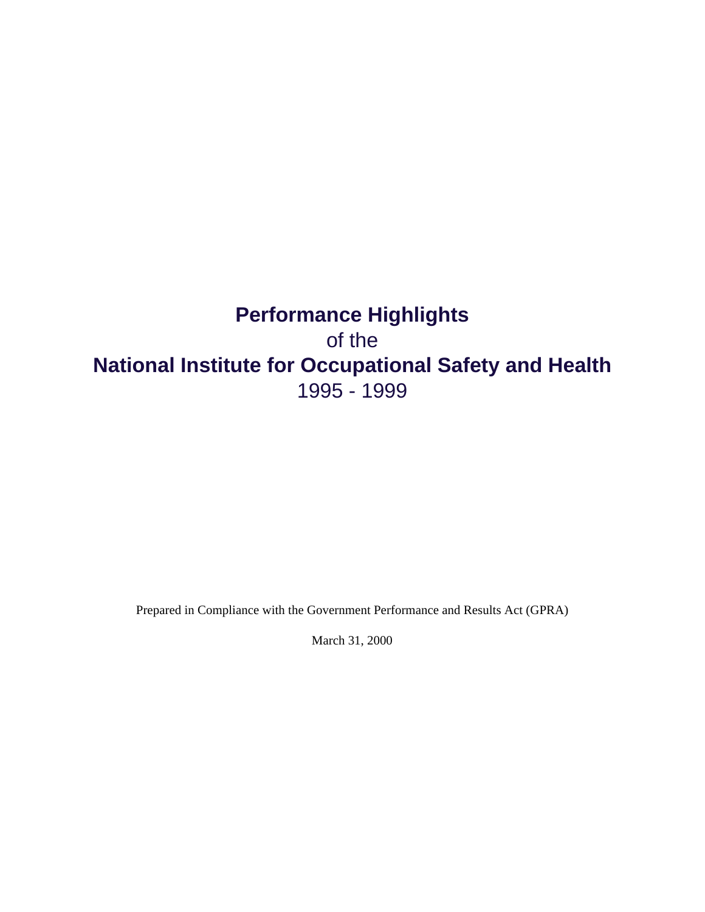# Performance Highlights

of the

# National Institute for Occupational Safety and Health

1995 - 1999

Prepared in Compliance with the Government Performance and Results Act (GPRA)

March 31, 2000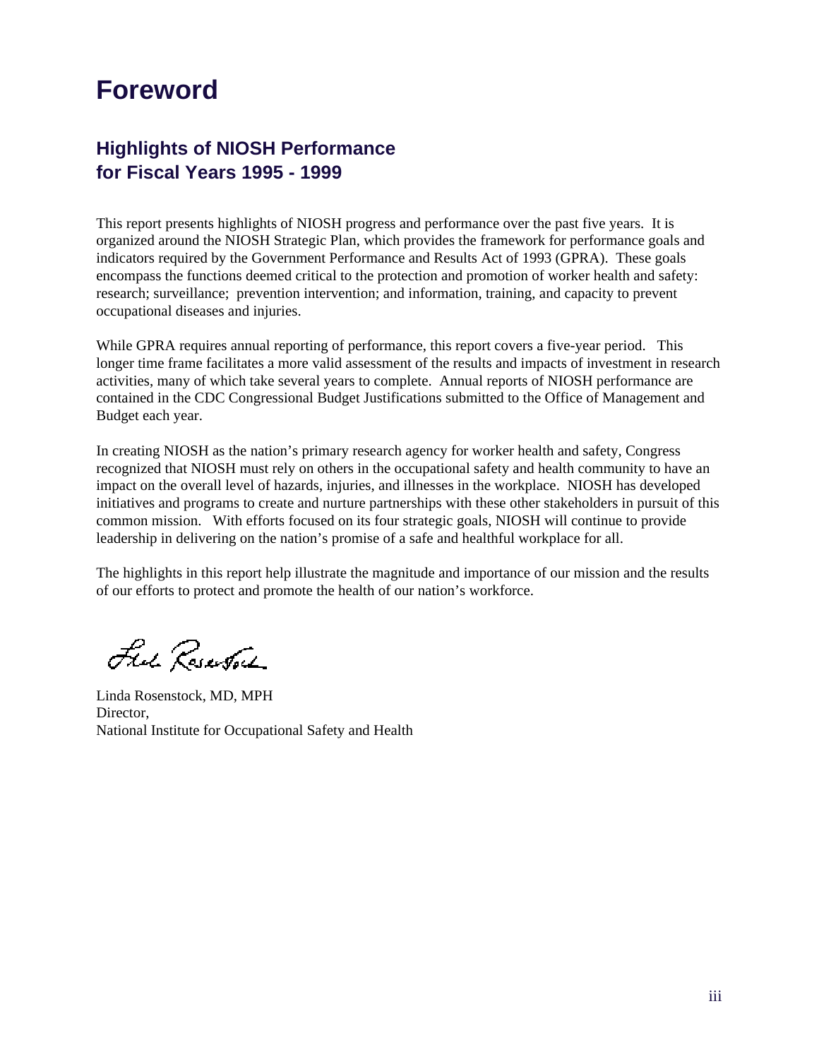# Foreword

## Highlights of NIOSH Performance for Fiscal Years 1995 - 1999

This report presents highlights of NIOSH progress and performance over the past five years. It is organized around the NIOSH Strategic Plan, which provides the framework for performance goals and indicators required by the Government Performance and Results Act of 1993 (GPRA). These goals encompass the functions deemed critical to the protection and promotion of worker health and safety: research; surveillance; prevention intervention; and information, training, and capacity to prevent occupational diseases and injuries.

While GPRA requires annual reporting of performance, this report covers a five-year period. This longer time frame facilitates a more valid assessment of the results and impacts of investment in research activities, many of which take several years to complete. Annual reports of NIOSH performance are contained in the CDC Congressional Budget Justifications submitted to the Office of Management and Budget each year.

In creating NIOSH as the nation's primary research agency for worker health and safety, Congress recognized that NIOSH must rely on others in the occupational safety and health community to have an impact on the overall level of hazards, injuries, and illnesses in the workplace. NIOSH has developed initiatives and programs to create and nurture partnerships with these other stakeholders in pursuit of this common mission. With efforts focused on its four strategic goals, NIOSH will continue to provide leadership in delivering on the nation's promise of a safe and healthful workplace for all.

The highlights in this report help illustrate the magnitude and importance of our mission and the results of our efforts to protect and promote the health of our nation's workforce.

Linda Rosenstock, MD, MPH
Director,
National Institute for Occupational Safety and Health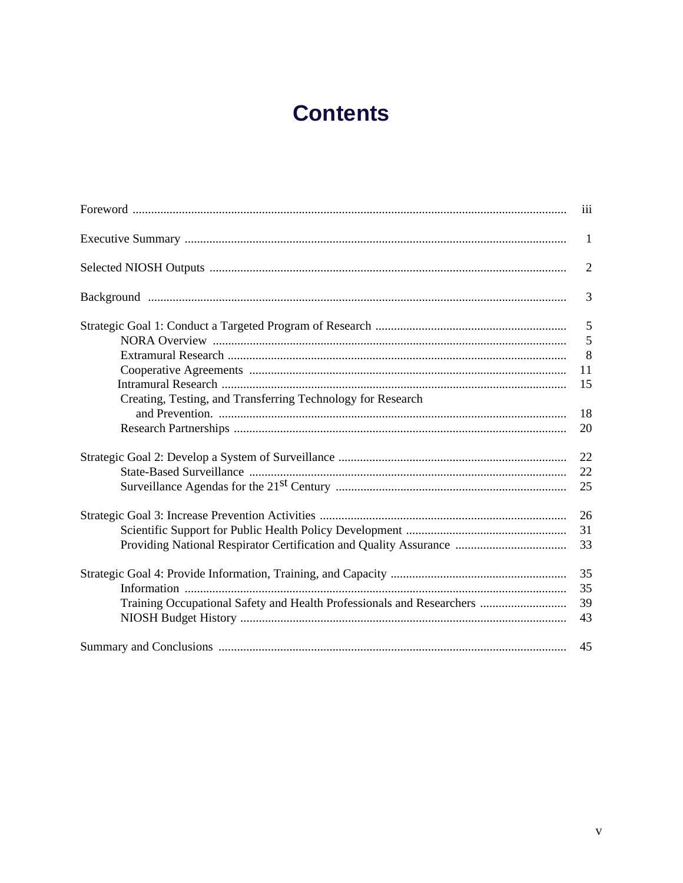# Contents

| | |
|---|---|
| Foreword | iii |
| Executive Summary | 1 |
| Selected NIOSH Outputs | 2 |
| Background | 3 |
| Strategic Goal 1: Conduct a Targeted Program of Research | 5 |
| NORA Overview | 5 |
| Extramural Research | 8 |
| Cooperative Agreements | 11 |
| Intramural Research | 15 |
| Creating, Testing, and Transferring Technology for Research and Prevention. | 18 |
| Research Partnerships | 20 |
| Strategic Goal 2: Develop a System of Surveillance | 22 |
| State-Based Surveillance | 22 |
| Surveillance Agendas for the 21st Century | 25 |
| Strategic Goal 3: Increase Prevention Activities | 26 |
| Scientific Support for Public Health Policy Development | 31 |
| Providing National Respirator Certification and Quality Assurance | 33 |
| Strategic Goal 4: Provide Information, Training, and Capacity | 35 |
| Information | 35 |
| Training Occupational Safety and Health Professionals and Researchers | 39 |
| NIOSH Budget History | 43 |
| Summary and Conclusions | 45 |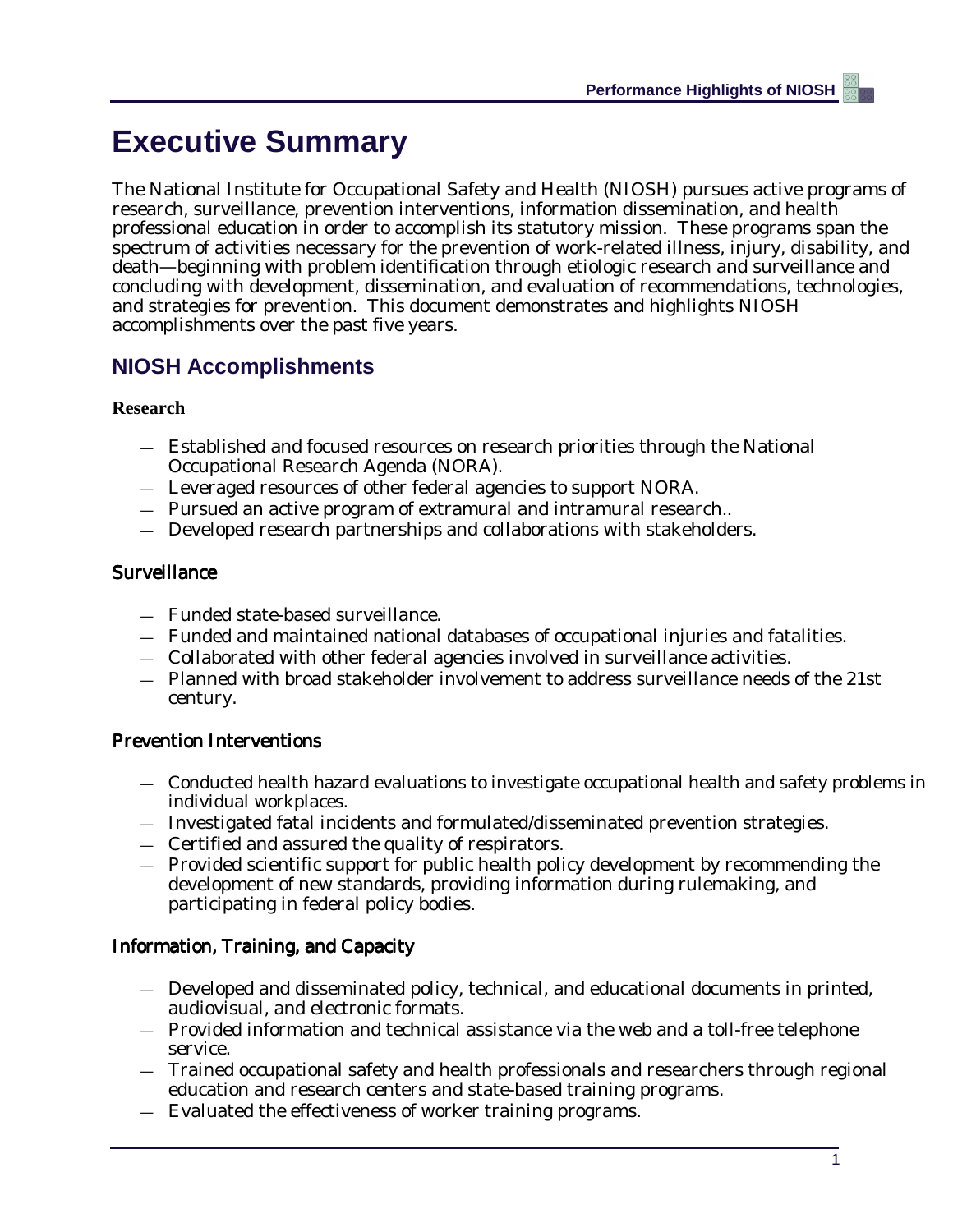# Executive Summary

The National Institute for Occupational Safety and Health (NIOSH) pursues active programs of research, surveillance, prevention interventions, information dissemination, and health professional education in order to accomplish its statutory mission. These programs span the spectrum of activities necessary for the prevention of work-related illness, injury, disability, and death—beginning with problem identification through etiologic research and surveillance and concluding with development, dissemination, and evaluation of recommendations, technologies, and strategies for prevention. This document demonstrates and highlights NIOSH accomplishments over the past five years.

## NIOSH Accomplishments

### Research

- Established and focused resources on research priorities through the National Occupational Research Agenda (NORA).
- Leveraged resources of other federal agencies to support NORA.
- Pursued an active program of extramural and intramural research..
- Developed research partnerships and collaborations with stakeholders.

### Surveillance

- Funded state-based surveillance.
- Funded and maintained national databases of occupational injuries and fatalities.
- Collaborated with other federal agencies involved in surveillance activities.
- Planned with broad stakeholder involvement to address surveillance needs of the 21st century.

### Prevention Interventions

- Conducted health hazard evaluations to investigate occupational health and safety problems in individual workplaces.
- Investigated fatal incidents and formulated/disseminated prevention strategies.
- Certified and assured the quality of respirators.
- Provided scientific support for public health policy development by recommending the development of new standards, providing information during rulemaking, and participating in federal policy bodies.

### Information, Training, and Capacity

- Developed and disseminated policy, technical, and educational documents in printed, audiovisual, and electronic formats.
- Provided information and technical assistance via the web and a toll-free telephone service.
- Trained occupational safety and health professionals and researchers through regional education and research centers and state-based training programs.
- Evaluated the effectiveness of worker training programs.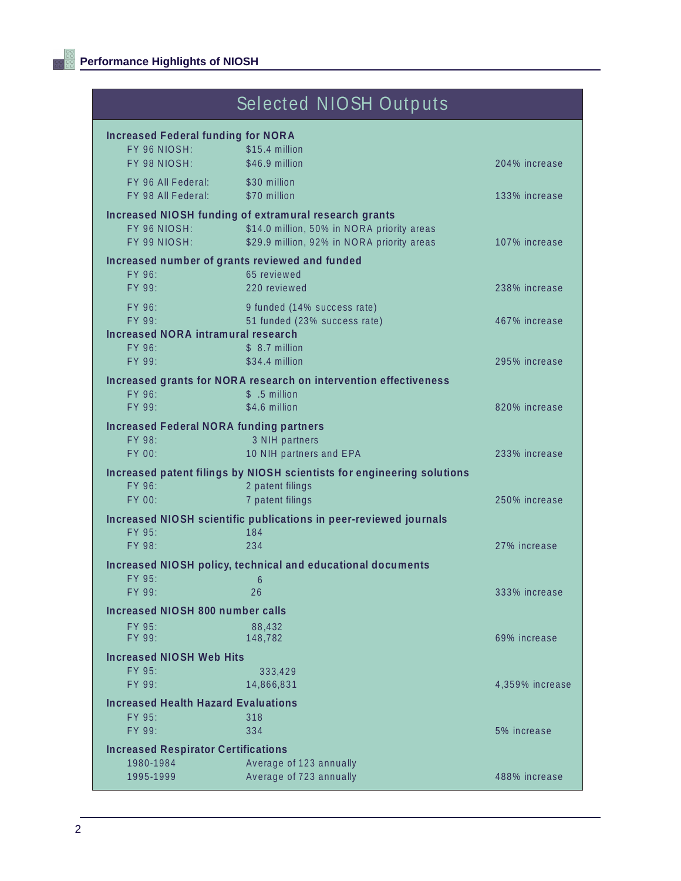## Selected NIOSH Outputs

**Increased Federal funding for NORA**

| | | |
|---|---|---|
| FY 96 NIOSH: | $15.4 million | |
| FY 98 NIOSH: | $46.9 million | 204% increase |
| FY 96 All Federal: | $30 million | |
| FY 98 All Federal: | $70 million | 133% increase |

**Increased NIOSH funding of extramural research grants**

| | | |
|---|---|---|
| FY 96 NIOSH: | $14.0 million, 50% in NORA priority areas | |
| FY 99 NIOSH: | $29.9 million, 92% in NORA priority areas | 107% increase |

**Increased number of grants reviewed and funded**

| | | |
|---|---|---|
| FY 96: | 65 reviewed | |
| FY 99: | 220 reviewed | 238% increase |
| FY 96: | 9 funded (14% success rate) | |
| FY 99: | 51 funded (23% success rate) | 467% increase |

**Increased NORA intramural research**

| | | |
|---|---|---|
| FY 96: | $ 8.7 million | |
| FY 99: | $34.4 million | 295% increase |

**Increased grants for NORA research on intervention effectiveness**

| | | |
|---|---|---|
| FY 96: | $ .5 million | |
| FY 99: | $4.6 million | 820% increase |

**Increased Federal NORA funding partners**

| | | |
|---|---|---|
| FY 98: | 3 NIH partners | |
| FY 00: | 10 NIH partners and EPA | 233% increase |

**Increased patent filings by NIOSH scientists for engineering solutions**

| | | |
|---|---|---|
| FY 96: | 2 patent filings | |
| FY 00: | 7 patent filings | 250% increase |

**Increased NIOSH scientific publications in peer-reviewed journals**

| | | |
|---|---|---|
| FY 95: | 184 | |
| FY 98: | 234 | 27% increase |

**Increased NIOSH policy, technical and educational documents**

| | | |
|---|---|---|
| FY 95: | 6 | |
| FY 99: | 26 | 333% increase |

**Increased NIOSH 800 number calls**

| | | |
|---|---|---|
| FY 95: | 88,432 | |
| FY 99: | 148,782 | 69% increase |

**Increased NIOSH Web Hits**

| | | |
|---|---|---|
| FY 95: | 333,429 | |
| FY 99: | 14,866,831 | 4,359% increase |

**Increased Health Hazard Evaluations**

| | | |
|---|---|---|
| FY 95: | 318 | |
| FY 99: | 334 | 5% increase |

**Increased Respirator Certifications**

| | | |
|---|---|---|
| 1980-1984 | Average of 123 annually | |
| 1995-1999 | Average of 723 annually | 488% increase |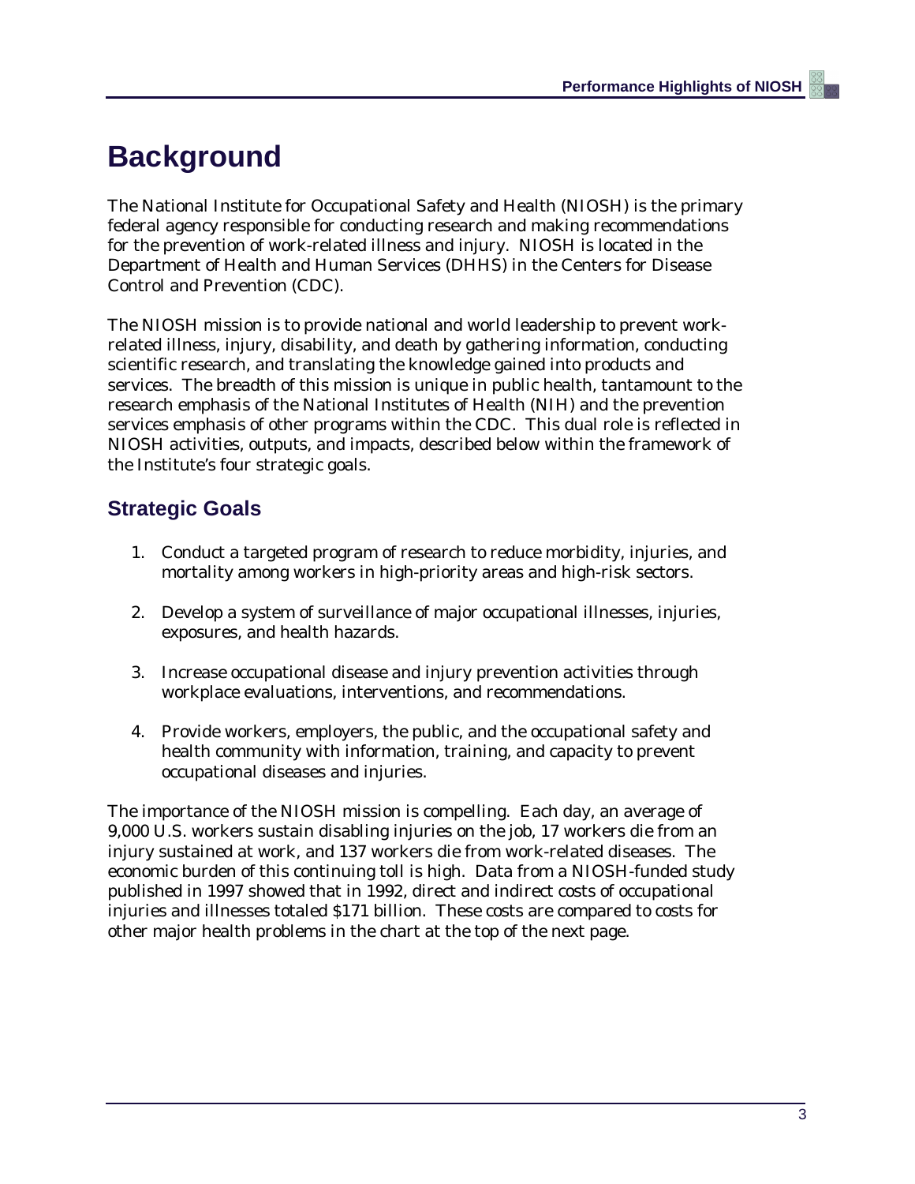# Background

The National Institute for Occupational Safety and Health (NIOSH) is the primary federal agency responsible for conducting research and making recommendations for the prevention of work-related illness and injury. NIOSH is located in the Department of Health and Human Services (DHHS) in the Centers for Disease Control and Prevention (CDC).

The NIOSH mission is to provide national and world leadership to prevent work-related illness, injury, disability, and death by gathering information, conducting scientific research, and translating the knowledge gained into products and services. The breadth of this mission is unique in public health, tantamount to the research emphasis of the National Institutes of Health (NIH) and the prevention services emphasis of other programs within the CDC. This dual role is reflected in NIOSH activities, outputs, and impacts, described below within the framework of the Institute's four strategic goals.

## Strategic Goals

1. Conduct a targeted program of research to reduce morbidity, injuries, and mortality among workers in high-priority areas and high-risk sectors.

2. Develop a system of surveillance of major occupational illnesses, injuries, exposures, and health hazards.

3. Increase occupational disease and injury prevention activities through workplace evaluations, interventions, and recommendations.

4. Provide workers, employers, the public, and the occupational safety and health community with information, training, and capacity to prevent occupational diseases and injuries.

The importance of the NIOSH mission is compelling. Each day, an average of 9,000 U.S. workers sustain disabling injuries on the job, 17 workers die from an injury sustained at work, and 137 workers die from work-related diseases. The economic burden of this continuing toll is high. Data from a NIOSH-funded study published in 1997 showed that in 1992, direct and indirect costs of occupational injuries and illnesses totaled $171 billion. These costs are compared to costs for other major health problems in the chart at the top of the next page.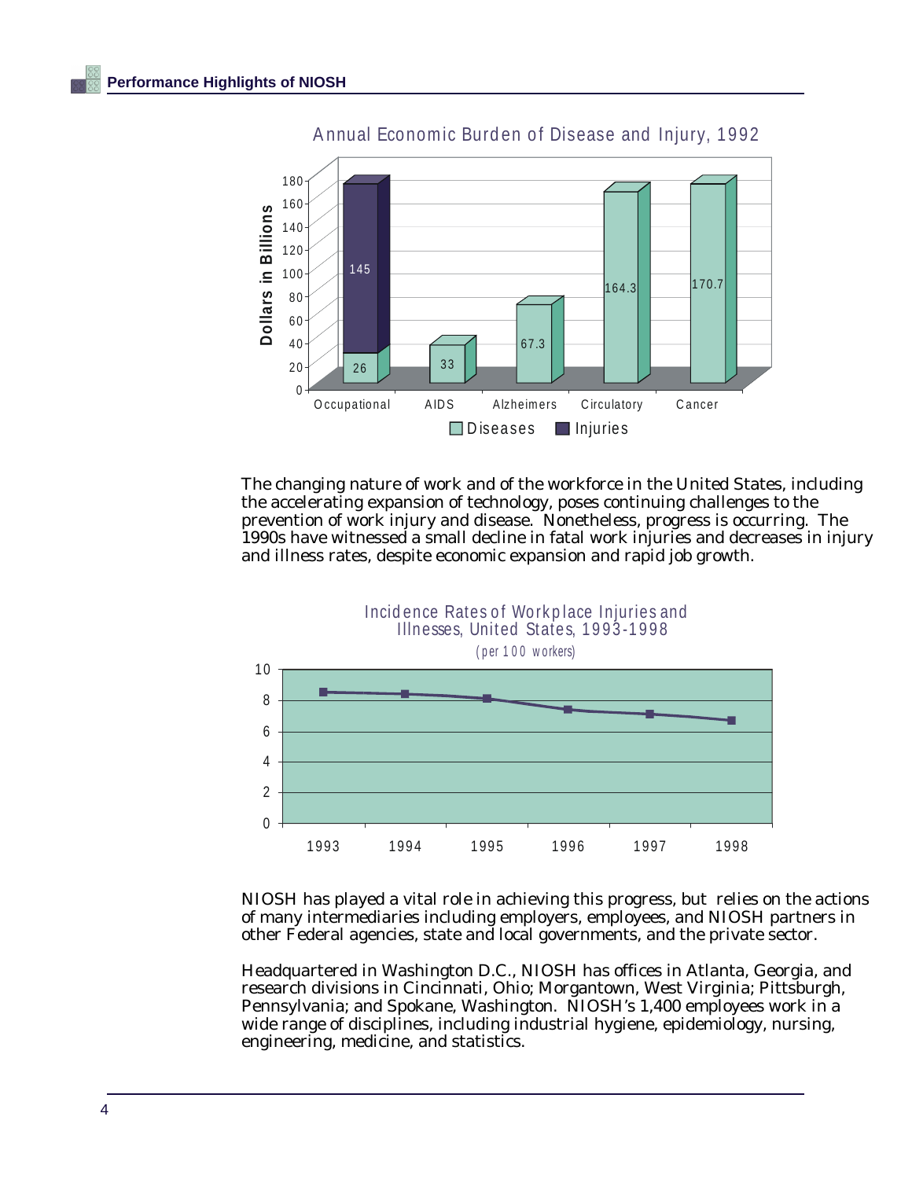Annual Economic Burden of Disease and Injury, 1992

| Category | Diseases (Dollars in Billions) | Injuries (Dollars in Billions) |
| --- | --- | --- |
| Occupational | 26 | 145 |
| AIDS | 33 | |
| Alzheimers | 67.3 | |
| Circulatory | 164.3 | |
| Cancer | 170.7 | |

The changing nature of work and of the workforce in the United States, including the accelerating expansion of technology, poses continuing challenges to the prevention of work injury and disease. Nonetheless, progress is occurring. The 1990s have witnessed a small decline in fatal work injuries and decreases in injury and illness rates, despite economic expansion and rapid job growth.

Incidence Rates of Workplace Injuries and Illnesses, United States, 1993-1998

(per 100 workers)

NIOSH has played a vital role in achieving this progress, but relies on the actions of many intermediaries including employers, employees, and NIOSH partners in other Federal agencies, state and local governments, and the private sector.

Headquartered in Washington D.C., NIOSH has offices in Atlanta, Georgia, and research divisions in Cincinnati, Ohio; Morgantown, West Virginia; Pittsburgh, Pennsylvania; and Spokane, Washington. NIOSH's 1,400 employees work in a wide range of disciplines, including industrial hygiene, epidemiology, nursing, engineering, medicine, and statistics.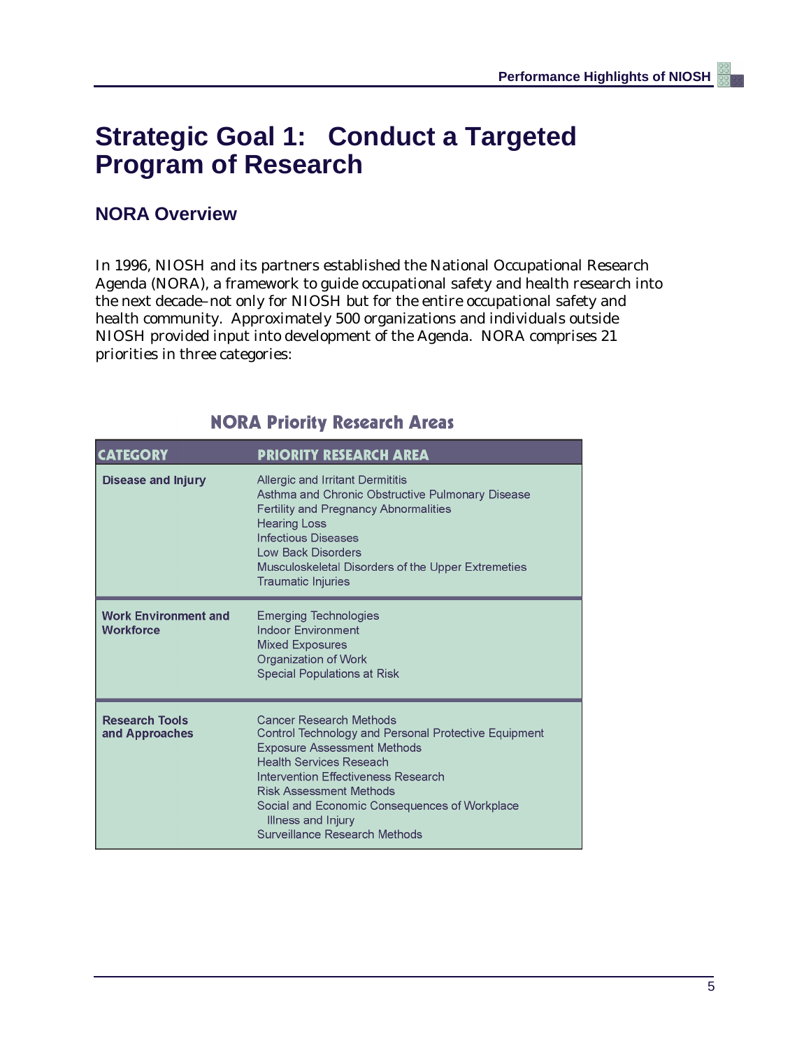# Strategic Goal 1: Conduct a Targeted Program of Research

## NORA Overview

In 1996, NIOSH and its partners established the National Occupational Research Agenda (NORA), a framework to guide occupational safety and health research into the next decade–not only for NIOSH but for the entire occupational safety and health community. Approximately 500 organizations and individuals outside NIOSH provided input into development of the Agenda. NORA comprises 21 priorities in three categories:

### NORA Priority Research Areas

| CATEGORY | PRIORITY RESEARCH AREA |
| --- | --- |
| **Disease and Injury** | Allergic and Irritant Dermititis<br>Asthma and Chronic Obstructive Pulmonary Disease<br>Fertility and Pregnancy Abnormalities<br>Hearing Loss<br>Infectious Diseases<br>Low Back Disorders<br>Musculoskeletal Disorders of the Upper Extremeties<br>Traumatic Injuries |
| **Work Environment and Workforce** | Emerging Technologies<br>Indoor Environment<br>Mixed Exposures<br>Organization of Work<br>Special Populations at Risk |
| **Research Tools and Approaches** | Cancer Research Methods<br>Control Technology and Personal Protective Equipment<br>Exposure Assessment Methods<br>Health Services Reseach<br>Intervention Effectiveness Research<br>Risk Assessment Methods<br>Social and Economic Consequences of Workplace Illness and Injury<br>Surveillance Research Methods |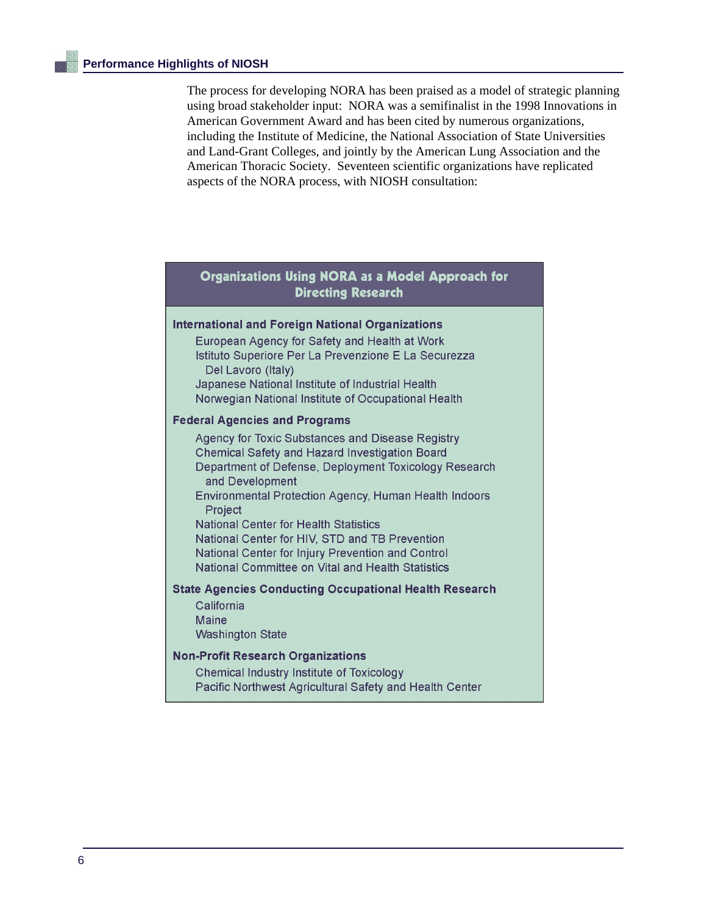The process for developing NORA has been praised as a model of strategic planning using broad stakeholder input: NORA was a semifinalist in the 1998 Innovations in American Government Award and has been cited by numerous organizations, including the Institute of Medicine, the National Association of State Universities and Land-Grant Colleges, and jointly by the American Lung Association and the American Thoracic Society. Seventeen scientific organizations have replicated aspects of the NORA process, with NIOSH consultation:

## Organizations Using NORA as a Model Approach for Directing Research

**International and Foreign National Organizations**

- European Agency for Safety and Health at Work
- Istituto Superiore Per La Prevenzione E La Securezza Del Lavoro (Italy)
- Japanese National Institute of Industrial Health
- Norwegian National Institute of Occupational Health

**Federal Agencies and Programs**

- Agency for Toxic Substances and Disease Registry
- Chemical Safety and Hazard Investigation Board
- Department of Defense, Deployment Toxicology Research and Development
- Environmental Protection Agency, Human Health Indoors Project
- National Center for Health Statistics
- National Center for HIV, STD and TB Prevention
- National Center for Injury Prevention and Control
- National Committee on Vital and Health Statistics

**State Agencies Conducting Occupational Health Research**

- California
- Maine
- Washington State

**Non-Profit Research Organizations**

- Chemical Industry Institute of Toxicology
- Pacific Northwest Agricultural Safety and Health Center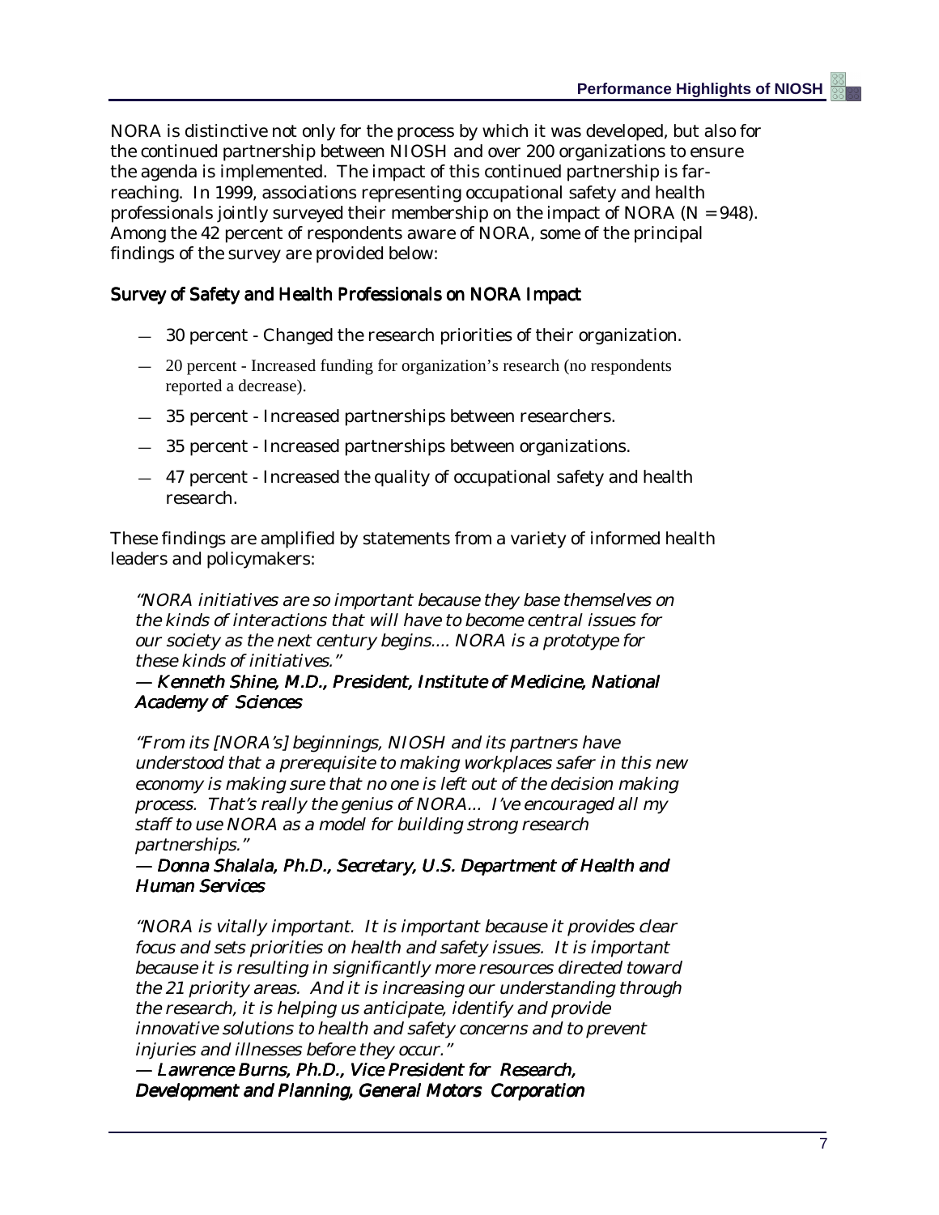NORA is distinctive not only for the process by which it was developed, but also for the continued partnership between NIOSH and over 200 organizations to ensure the agenda is implemented. The impact of this continued partnership is far-reaching. In 1999, associations representing occupational safety and health professionals jointly surveyed their membership on the impact of NORA (N = 948). Among the 42 percent of respondents aware of NORA, some of the principal findings of the survey are provided below:

## Survey of Safety and Health Professionals on NORA Impact

- 30 percent - Changed the research priorities of their organization.
- 20 percent - Increased funding for organization's research (no respondents reported a decrease).
- 35 percent - Increased partnerships between researchers.
- 35 percent - Increased partnerships between organizations.
- 47 percent - Increased the quality of occupational safety and health research.

These findings are amplified by statements from a variety of informed health leaders and policymakers:

> *"NORA initiatives are so important because they base themselves on the kinds of interactions that will have to become central issues for our society as the next century begins.... NORA is a prototype for these kinds of initiatives."*
>
> *— Kenneth Shine, M.D., President, Institute of Medicine, National Academy of Sciences*

> *"From its [NORA's] beginnings, NIOSH and its partners have understood that a prerequisite to making workplaces safer in this new economy is making sure that no one is left out of the decision making process. That's really the genius of NORA... I've encouraged all my staff to use NORA as a model for building strong research partnerships."*
>
> *— Donna Shalala, Ph.D., Secretary, U.S. Department of Health and Human Services*

> *"NORA is vitally important. It is important because it provides clear focus and sets priorities on health and safety issues. It is important because it is resulting in significantly more resources directed toward the 21 priority areas. And it is increasing our understanding through the research, it is helping us anticipate, identify and provide innovative solutions to health and safety concerns and to prevent injuries and illnesses before they occur."*
>
> *— Lawrence Burns, Ph.D., Vice President for Research, Development and Planning, General Motors Corporation*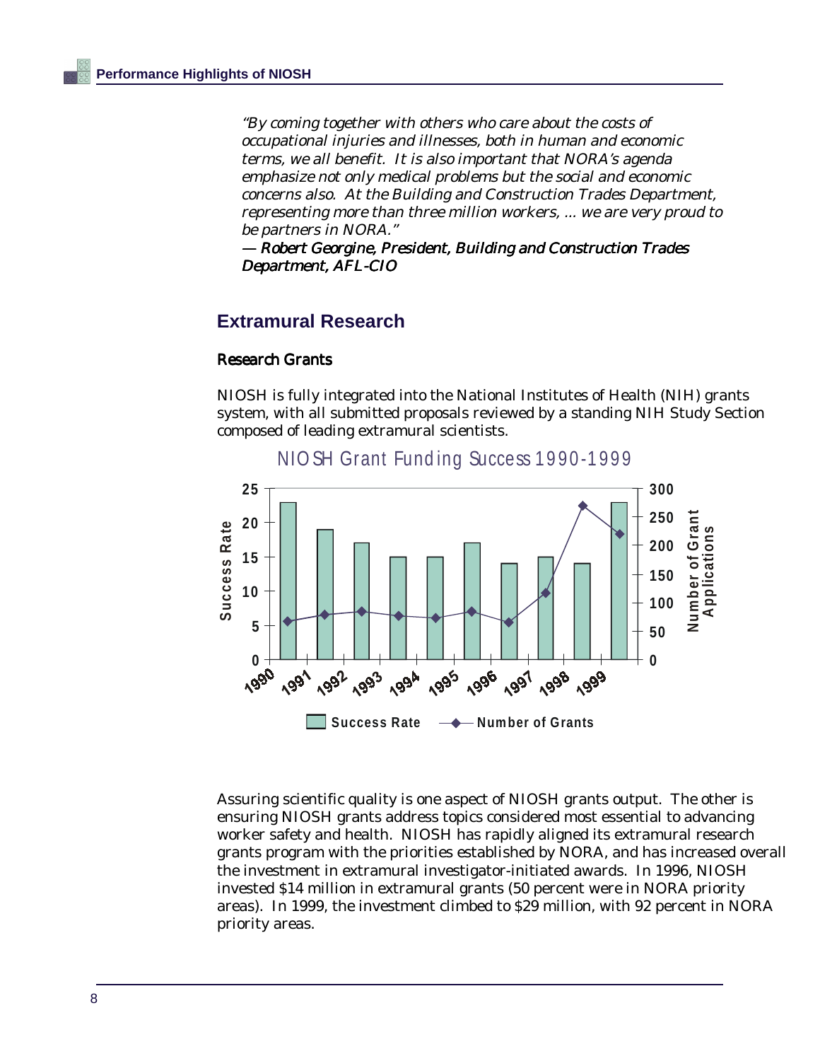*"By coming together with others who care about the costs of occupational injuries and illnesses, both in human and economic terms, we all benefit. It is also important that NORA's agenda emphasize not only medical problems but the social and economic concerns also. At the Building and Construction Trades Department, representing more than three million workers, ... we are very proud to be partners in NORA."*

*— Robert Georgine, President, Building and Construction Trades Department, AFL-CIO*

## Extramural Research

### Research Grants

NIOSH is fully integrated into the National Institutes of Health (NIH) grants system, with all submitted proposals reviewed by a standing NIH Study Section composed of leading extramural scientists.

NIOSH Grant Funding Success 1990-1999

Assuring scientific quality is one aspect of NIOSH grants output. The other is ensuring NIOSH grants address topics considered most essential to advancing worker safety and health. NIOSH has rapidly aligned its extramural research grants program with the priorities established by NORA, and has increased overall the investment in extramural investigator-initiated awards. In 1996, NIOSH invested $14 million in extramural grants (50 percent were in NORA priority areas). In 1999, the investment climbed to $29 million, with 92 percent in NORA priority areas.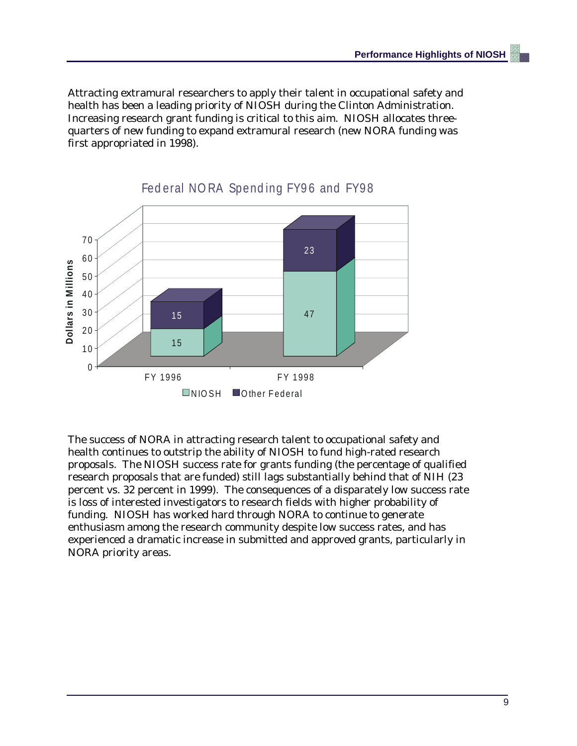Attracting extramural researchers to apply their talent in occupational safety and health has been a leading priority of NIOSH during the Clinton Administration. Increasing research grant funding is critical to this aim. NIOSH allocates three-quarters of new funding to expand extramural research (new NORA funding was first appropriated in 1998).

Federal NORA Spending FY96 and FY98

| Dollars in Millions | FY 1996 | FY 1998 |
|---|---|---|
| NIOSH | 15 | 47 |
| Other Federal | 15 | 23 |

The success of NORA in attracting research talent to occupational safety and health continues to outstrip the ability of NIOSH to fund high-rated research proposals. The NIOSH success rate for grants funding (the percentage of qualified research proposals that are funded) still lags substantially behind that of NIH (23 percent vs. 32 percent in 1999). The consequences of a disparately low success rate is loss of interested investigators to research fields with higher probability of funding. NIOSH has worked hard through NORA to continue to generate enthusiasm among the research community despite low success rates, and has experienced a dramatic increase in submitted and approved grants, particularly in NORA priority areas.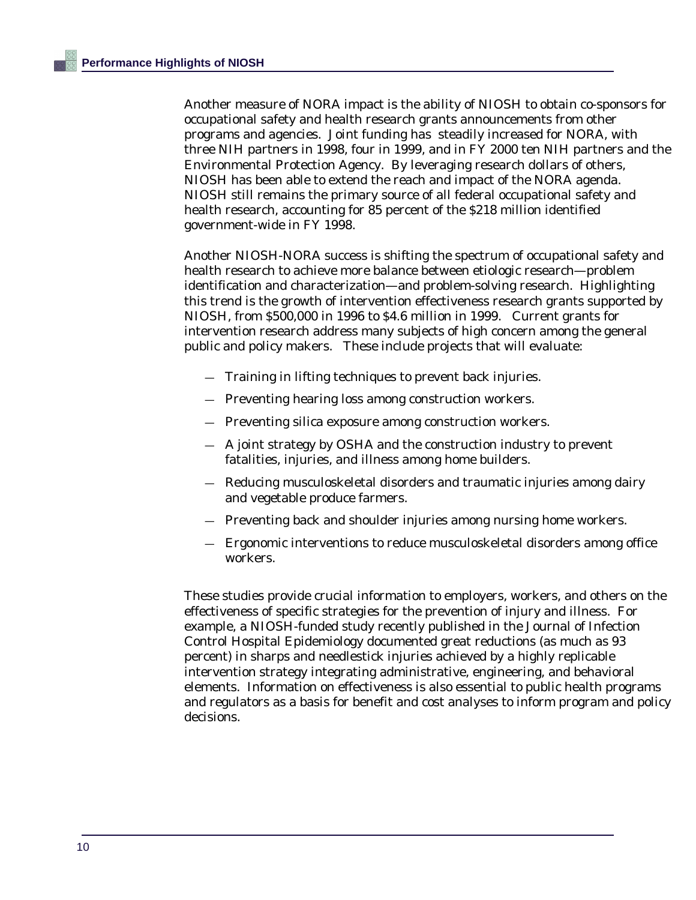Another measure of NORA impact is the ability of NIOSH to obtain co-sponsors for occupational safety and health research grants announcements from other programs and agencies. Joint funding has steadily increased for NORA, with three NIH partners in 1998, four in 1999, and in FY 2000 ten NIH partners and the Environmental Protection Agency. By leveraging research dollars of others, NIOSH has been able to extend the reach and impact of the NORA agenda. NIOSH still remains the primary source of all federal occupational safety and health research, accounting for 85 percent of the $218 million identified government-wide in FY 1998.

Another NIOSH-NORA success is shifting the spectrum of occupational safety and health research to achieve more balance between etiologic research—problem identification and characterization—and problem-solving research. Highlighting this trend is the growth of intervention effectiveness research grants supported by NIOSH, from $500,000 in 1996 to $4.6 million in 1999. Current grants for intervention research address many subjects of high concern among the general public and policy makers. These include projects that will evaluate:

- Training in lifting techniques to prevent back injuries.
- Preventing hearing loss among construction workers.
- Preventing silica exposure among construction workers.
- A joint strategy by OSHA and the construction industry to prevent fatalities, injuries, and illness among home builders.
- Reducing musculoskeletal disorders and traumatic injuries among dairy and vegetable produce farmers.
- Preventing back and shoulder injuries among nursing home workers.
- Ergonomic interventions to reduce musculoskeletal disorders among office workers.

These studies provide crucial information to employers, workers, and others on the effectiveness of specific strategies for the prevention of injury and illness. For example, a NIOSH-funded study recently published in the Journal of Infection Control Hospital Epidemiology documented great reductions (as much as 93 percent) in sharps and needlestick injuries achieved by a highly replicable intervention strategy integrating administrative, engineering, and behavioral elements. Information on effectiveness is also essential to public health programs and regulators as a basis for benefit and cost analyses to inform program and policy decisions.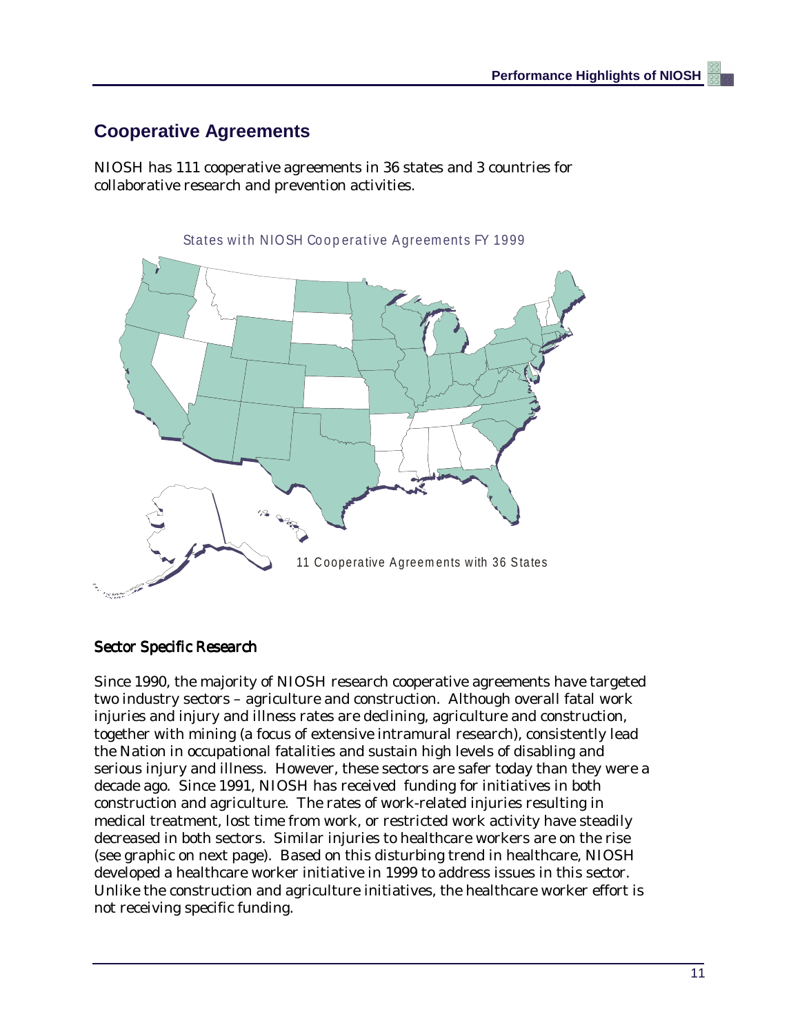## Cooperative Agreements

NIOSH has 111 cooperative agreements in 36 states and 3 countries for collaborative research and prevention activities.

States with NIOSH Cooperative Agreements FY 1999

11 Cooperative Agreements with 36 States

### Sector Specific Research

Since 1990, the majority of NIOSH research cooperative agreements have targeted two industry sectors – agriculture and construction. Although overall fatal work injuries and injury and illness rates are declining, agriculture and construction, together with mining (a focus of extensive intramural research), consistently lead the Nation in occupational fatalities and sustain high levels of disabling and serious injury and illness. However, these sectors are safer today than they were a decade ago. Since 1991, NIOSH has received funding for initiatives in both construction and agriculture. The rates of work-related injuries resulting in medical treatment, lost time from work, or restricted work activity have steadily decreased in both sectors. Similar injuries to healthcare workers are on the rise (see graphic on next page). Based on this disturbing trend in healthcare, NIOSH developed a healthcare worker initiative in 1999 to address issues in this sector. Unlike the construction and agriculture initiatives, the healthcare worker effort is not receiving specific funding.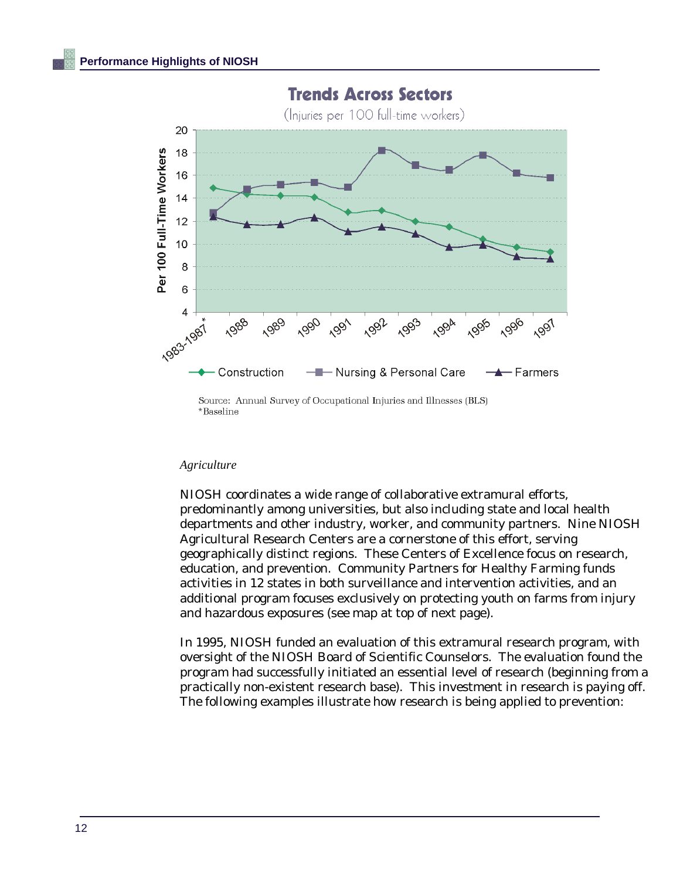**Trends Across Sectors**

(Injuries per 100 full-time workers)

Source: Annual Survey of Occupational Injuries and Illnesses (BLS)
*Baseline

*Agriculture*

NIOSH coordinates a wide range of collaborative extramural efforts, predominantly among universities, but also including state and local health departments and other industry, worker, and community partners. Nine NIOSH Agricultural Research Centers are a cornerstone of this effort, serving geographically distinct regions. These Centers of Excellence focus on research, education, and prevention. Community Partners for Healthy Farming funds activities in 12 states in both surveillance and intervention activities, and an additional program focuses exclusively on protecting youth on farms from injury and hazardous exposures (see map at top of next page).

In 1995, NIOSH funded an evaluation of this extramural research program, with oversight of the NIOSH Board of Scientific Counselors. The evaluation found the program had successfully initiated an essential level of research (beginning from a practically non-existent research base). This investment in research is paying off. The following examples illustrate how research is being applied to prevention: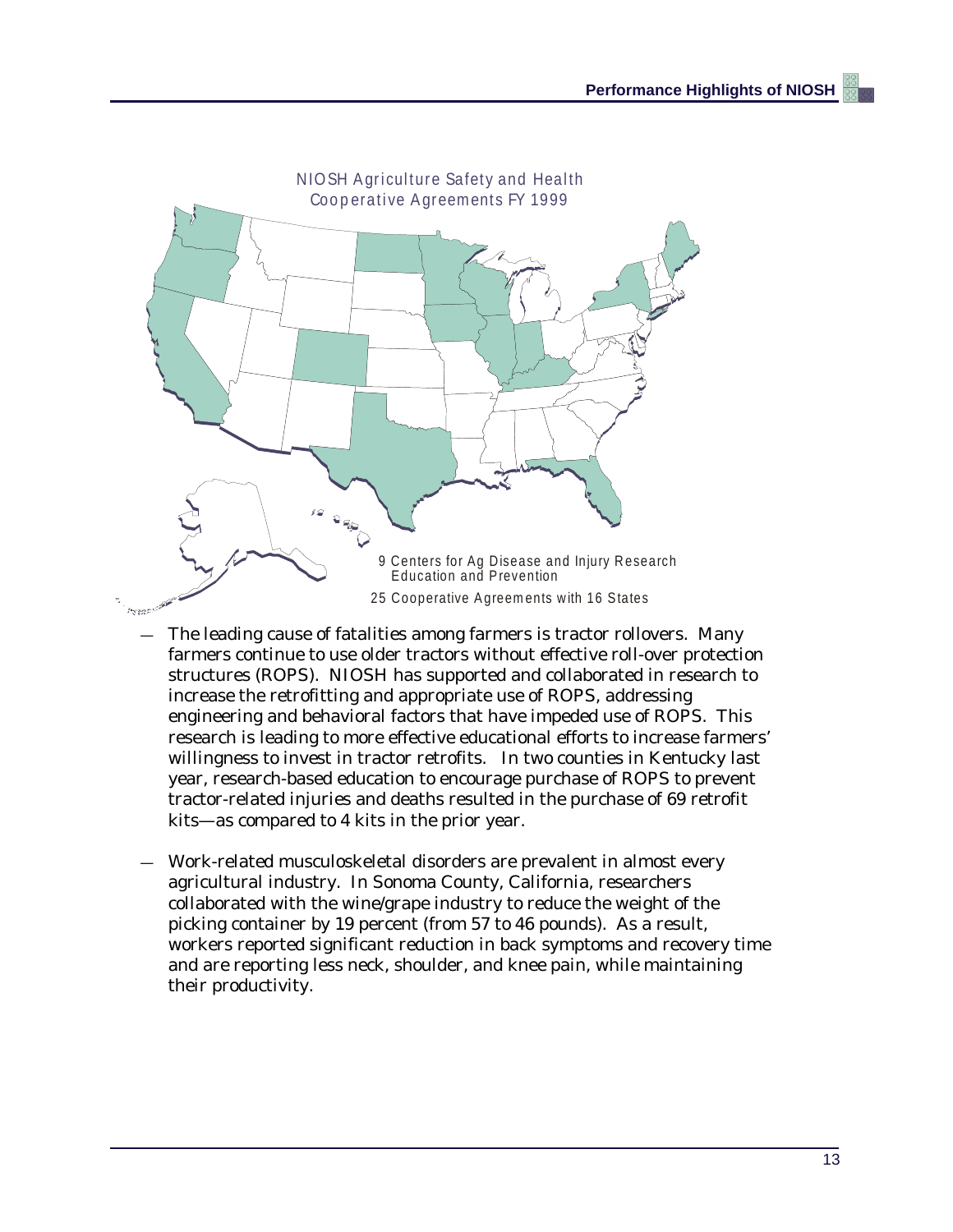NIOSH Agriculture Safety and Health Cooperative Agreements FY 1999

9 Centers for Ag Disease and Injury Research Education and Prevention

25 Cooperative Agreements with 16 States

— The leading cause of fatalities among farmers is tractor rollovers. Many farmers continue to use older tractors without effective roll-over protection structures (ROPS). NIOSH has supported and collaborated in research to increase the retrofitting and appropriate use of ROPS, addressing engineering and behavioral factors that have impeded use of ROPS. This research is leading to more effective educational efforts to increase farmers' willingness to invest in tractor retrofits. In two counties in Kentucky last year, research-based education to encourage purchase of ROPS to prevent tractor-related injuries and deaths resulted in the purchase of 69 retrofit kits—as compared to 4 kits in the prior year.

— Work-related musculoskeletal disorders are prevalent in almost every agricultural industry. In Sonoma County, California, researchers collaborated with the wine/grape industry to reduce the weight of the picking container by 19 percent (from 57 to 46 pounds). As a result, workers reported significant reduction in back symptoms and recovery time and are reporting less neck, shoulder, and knee pain, while maintaining their productivity.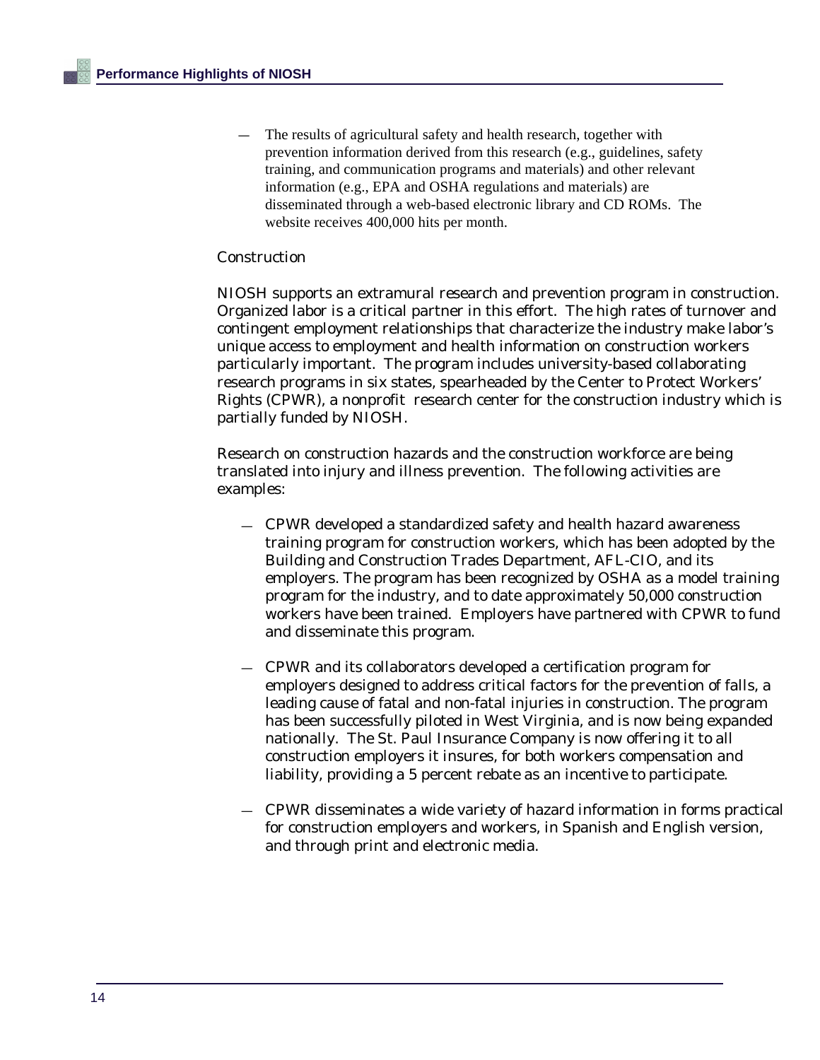- The results of agricultural safety and health research, together with prevention information derived from this research (e.g., guidelines, safety training, and communication programs and materials) and other relevant information (e.g., EPA and OSHA regulations and materials) are disseminated through a web-based electronic library and CD ROMs. The website receives 400,000 hits per month.

### Construction

NIOSH supports an extramural research and prevention program in construction. Organized labor is a critical partner in this effort. The high rates of turnover and contingent employment relationships that characterize the industry make labor's unique access to employment and health information on construction workers particularly important. The program includes university-based collaborating research programs in six states, spearheaded by the Center to Protect Workers' Rights (CPWR), a nonprofit research center for the construction industry which is partially funded by NIOSH.

Research on construction hazards and the construction workforce are being translated into injury and illness prevention. The following activities are examples:

- CPWR developed a standardized safety and health hazard awareness training program for construction workers, which has been adopted by the Building and Construction Trades Department, AFL-CIO, and its employers. The program has been recognized by OSHA as a model training program for the industry, and to date approximately 50,000 construction workers have been trained. Employers have partnered with CPWR to fund and disseminate this program.

- CPWR and its collaborators developed a certification program for employers designed to address critical factors for the prevention of falls, a leading cause of fatal and non-fatal injuries in construction. The program has been successfully piloted in West Virginia, and is now being expanded nationally. The St. Paul Insurance Company is now offering it to all construction employers it insures, for both workers compensation and liability, providing a 5 percent rebate as an incentive to participate.

- CPWR disseminates a wide variety of hazard information in forms practical for construction employers and workers, in Spanish and English version, and through print and electronic media.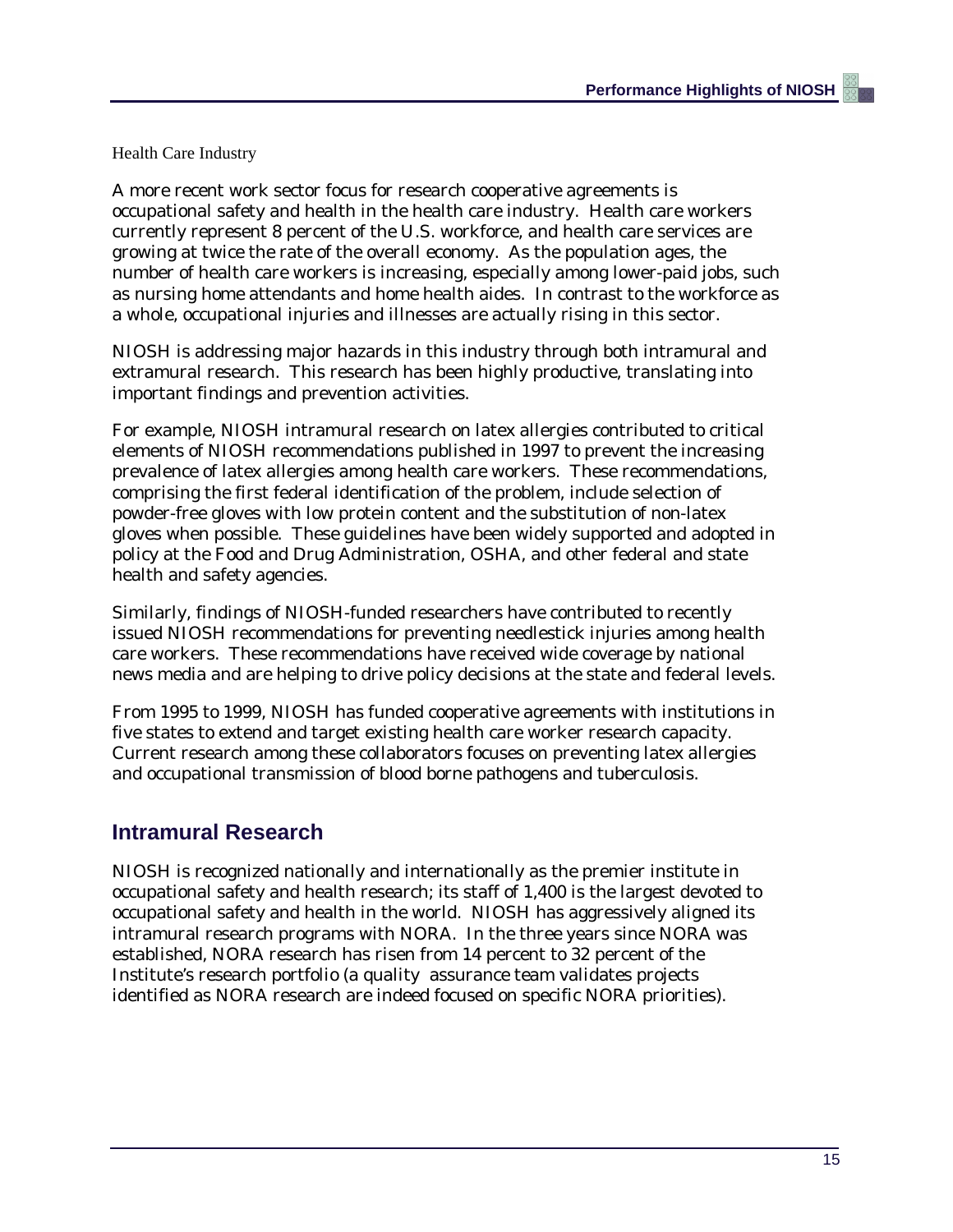Health Care Industry

A more recent work sector focus for research cooperative agreements is occupational safety and health in the health care industry. Health care workers currently represent 8 percent of the U.S. workforce, and health care services are growing at twice the rate of the overall economy. As the population ages, the number of health care workers is increasing, especially among lower-paid jobs, such as nursing home attendants and home health aides. In contrast to the workforce as a whole, occupational injuries and illnesses are actually rising in this sector.

NIOSH is addressing major hazards in this industry through both intramural and extramural research. This research has been highly productive, translating into important findings and prevention activities.

For example, NIOSH intramural research on latex allergies contributed to critical elements of NIOSH recommendations published in 1997 to prevent the increasing prevalence of latex allergies among health care workers. These recommendations, comprising the first federal identification of the problem, include selection of powder-free gloves with low protein content and the substitution of non-latex gloves when possible. These guidelines have been widely supported and adopted in policy at the Food and Drug Administration, OSHA, and other federal and state health and safety agencies.

Similarly, findings of NIOSH-funded researchers have contributed to recently issued NIOSH recommendations for preventing needlestick injuries among health care workers. These recommendations have received wide coverage by national news media and are helping to drive policy decisions at the state and federal levels.

From 1995 to 1999, NIOSH has funded cooperative agreements with institutions in five states to extend and target existing health care worker research capacity. Current research among these collaborators focuses on preventing latex allergies and occupational transmission of blood borne pathogens and tuberculosis.

## Intramural Research

NIOSH is recognized nationally and internationally as the premier institute in occupational safety and health research; its staff of 1,400 is the largest devoted to occupational safety and health in the world. NIOSH has aggressively aligned its intramural research programs with NORA. In the three years since NORA was established, NORA research has risen from 14 percent to 32 percent of the Institute's research portfolio (a quality assurance team validates projects identified as NORA research are indeed focused on specific NORA priorities).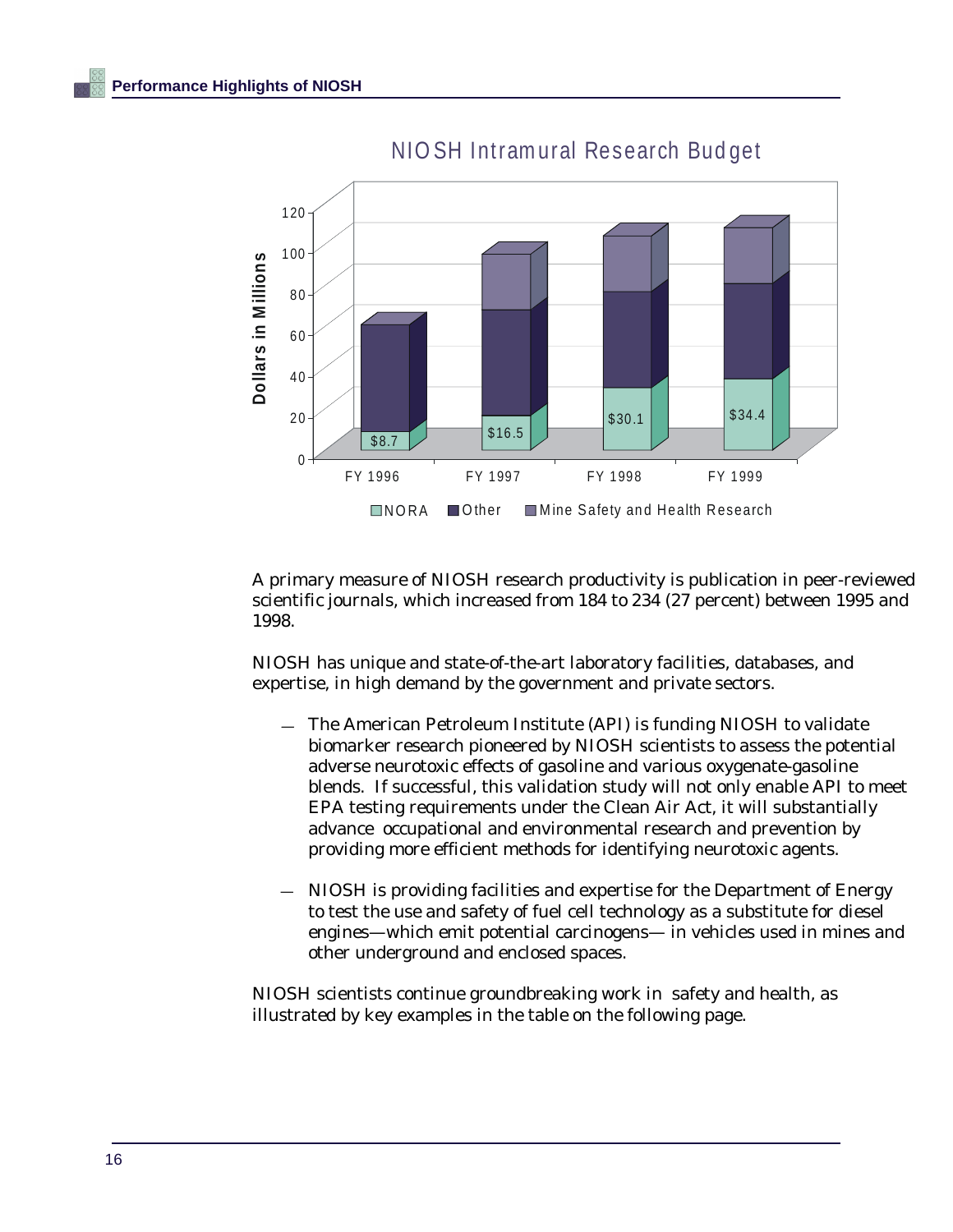## NIOSH Intramural Research Budget

Dollars in Millions

| | FY 1996 | FY 1997 | FY 1998 | FY 1999 |
|---|---|---|---|---|
| NORA | $8.7 | $16.5 | $30.1 | $34.4 |

NORA ■ Other ■ Mine Safety and Health Research

A primary measure of NIOSH research productivity is publication in peer-reviewed scientific journals, which increased from 184 to 234 (27 percent) between 1995 and 1998.

NIOSH has unique and state-of-the-art laboratory facilities, databases, and expertise, in high demand by the government and private sectors.

- The American Petroleum Institute (API) is funding NIOSH to validate biomarker research pioneered by NIOSH scientists to assess the potential adverse neurotoxic effects of gasoline and various oxygenate-gasoline blends. If successful, this validation study will not only enable API to meet EPA testing requirements under the Clean Air Act, it will substantially advance occupational and environmental research and prevention by providing more efficient methods for identifying neurotoxic agents.

- NIOSH is providing facilities and expertise for the Department of Energy to test the use and safety of fuel cell technology as a substitute for diesel engines—which emit potential carcinogens— in vehicles used in mines and other underground and enclosed spaces.

NIOSH scientists continue groundbreaking work in safety and health, as illustrated by key examples in the table on the following page.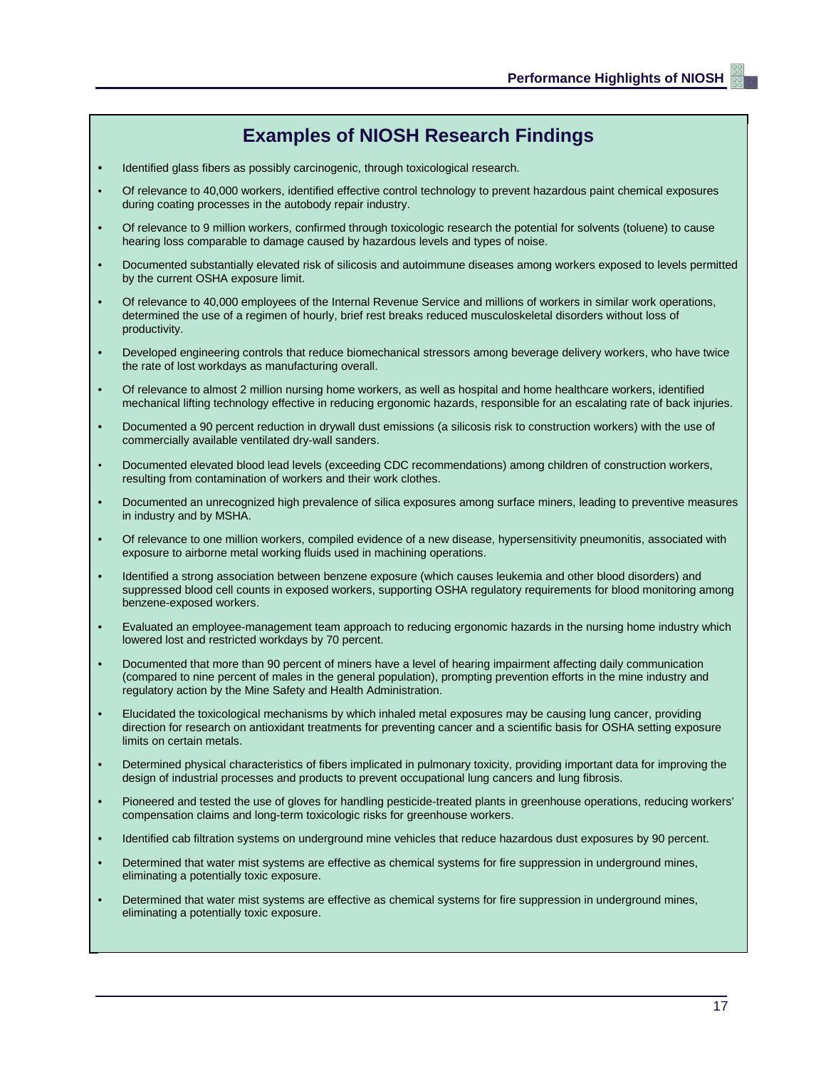## Examples of NIOSH Research Findings

- Identified glass fibers as possibly carcinogenic, through toxicological research.
- Of relevance to 40,000 workers, identified effective control technology to prevent hazardous paint chemical exposures during coating processes in the autobody repair industry.
- Of relevance to 9 million workers, confirmed through toxicologic research the potential for solvents (toluene) to cause hearing loss comparable to damage caused by hazardous levels and types of noise.
- Documented substantially elevated risk of silicosis and autoimmune diseases among workers exposed to levels permitted by the current OSHA exposure limit.
- Of relevance to 40,000 employees of the Internal Revenue Service and millions of workers in similar work operations, determined the use of a regimen of hourly, brief rest breaks reduced musculoskeletal disorders without loss of productivity.
- Developed engineering controls that reduce biomechanical stressors among beverage delivery workers, who have twice the rate of lost workdays as manufacturing overall.
- Of relevance to almost 2 million nursing home workers, as well as hospital and home healthcare workers, identified mechanical lifting technology effective in reducing ergonomic hazards, responsible for an escalating rate of back injuries.
- Documented a 90 percent reduction in drywall dust emissions (a silicosis risk to construction workers) with the use of commercially available ventilated dry-wall sanders.
- Documented elevated blood lead levels (exceeding CDC recommendations) among children of construction workers, resulting from contamination of workers and their work clothes.
- Documented an unrecognized high prevalence of silica exposures among surface miners, leading to preventive measures in industry and by MSHA.
- Of relevance to one million workers, compiled evidence of a new disease, hypersensitivity pneumonitis, associated with exposure to airborne metal working fluids used in machining operations.
- Identified a strong association between benzene exposure (which causes leukemia and other blood disorders) and suppressed blood cell counts in exposed workers, supporting OSHA regulatory requirements for blood monitoring among benzene-exposed workers.
- Evaluated an employee-management team approach to reducing ergonomic hazards in the nursing home industry which lowered lost and restricted workdays by 70 percent.
- Documented that more than 90 percent of miners have a level of hearing impairment affecting daily communication (compared to nine percent of males in the general population), prompting prevention efforts in the mine industry and regulatory action by the Mine Safety and Health Administration.
- Elucidated the toxicological mechanisms by which inhaled metal exposures may be causing lung cancer, providing direction for research on antioxidant treatments for preventing cancer and a scientific basis for OSHA setting exposure limits on certain metals.
- Determined physical characteristics of fibers implicated in pulmonary toxicity, providing important data for improving the design of industrial processes and products to prevent occupational lung cancers and lung fibrosis.
- Pioneered and tested the use of gloves for handling pesticide-treated plants in greenhouse operations, reducing workers' compensation claims and long-term toxicologic risks for greenhouse workers.
- Identified cab filtration systems on underground mine vehicles that reduce hazardous dust exposures by 90 percent.
- Determined that water mist systems are effective as chemical systems for fire suppression in underground mines, eliminating a potentially toxic exposure.
- Determined that water mist systems are effective as chemical systems for fire suppression in underground mines, eliminating a potentially toxic exposure.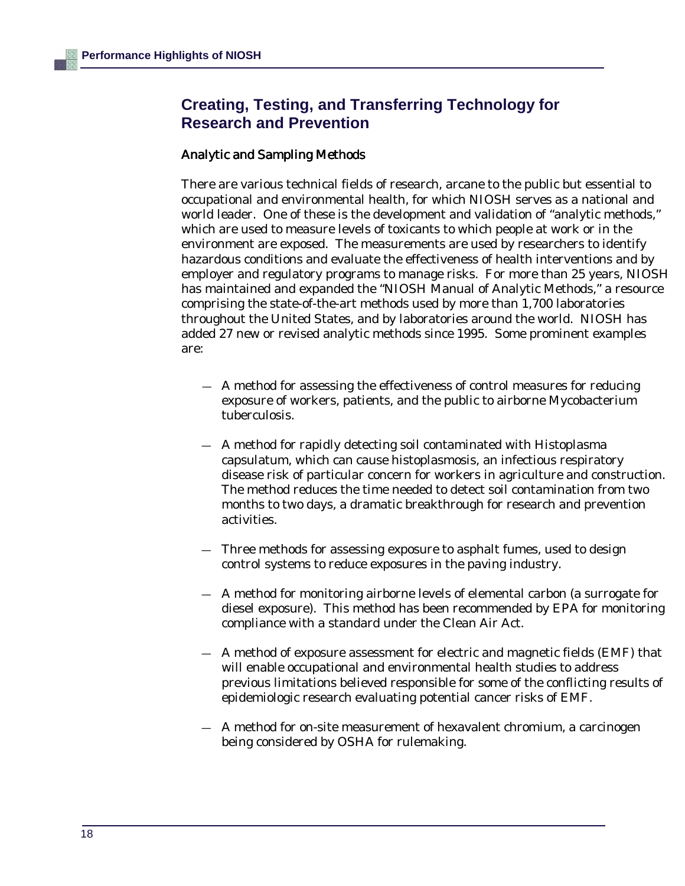## Creating, Testing, and Transferring Technology for Research and Prevention

### Analytic and Sampling Methods

There are various technical fields of research, arcane to the public but essential to occupational and environmental health, for which NIOSH serves as a national and world leader. One of these is the development and validation of "analytic methods," which are used to measure levels of toxicants to which people at work or in the environment are exposed. The measurements are used by researchers to identify hazardous conditions and evaluate the effectiveness of health interventions and by employer and regulatory programs to manage risks. For more than 25 years, NIOSH has maintained and expanded the "NIOSH Manual of Analytic Methods," a resource comprising the state-of-the-art methods used by more than 1,700 laboratories throughout the United States, and by laboratories around the world. NIOSH has added 27 new or revised analytic methods since 1995. Some prominent examples are:

- A method for assessing the effectiveness of control measures for reducing exposure of workers, patients, and the public to airborne Mycobacterium tuberculosis.
- A method for rapidly detecting soil contaminated with Histoplasma capsulatum, which can cause histoplasmosis, an infectious respiratory disease risk of particular concern for workers in agriculture and construction. The method reduces the time needed to detect soil contamination from two months to two days, a dramatic breakthrough for research and prevention activities.
- Three methods for assessing exposure to asphalt fumes, used to design control systems to reduce exposures in the paving industry.
- A method for monitoring airborne levels of elemental carbon (a surrogate for diesel exposure). This method has been recommended by EPA for monitoring compliance with a standard under the Clean Air Act.
- A method of exposure assessment for electric and magnetic fields (EMF) that will enable occupational and environmental health studies to address previous limitations believed responsible for some of the conflicting results of epidemiologic research evaluating potential cancer risks of EMF.
- A method for on-site measurement of hexavalent chromium, a carcinogen being considered by OSHA for rulemaking.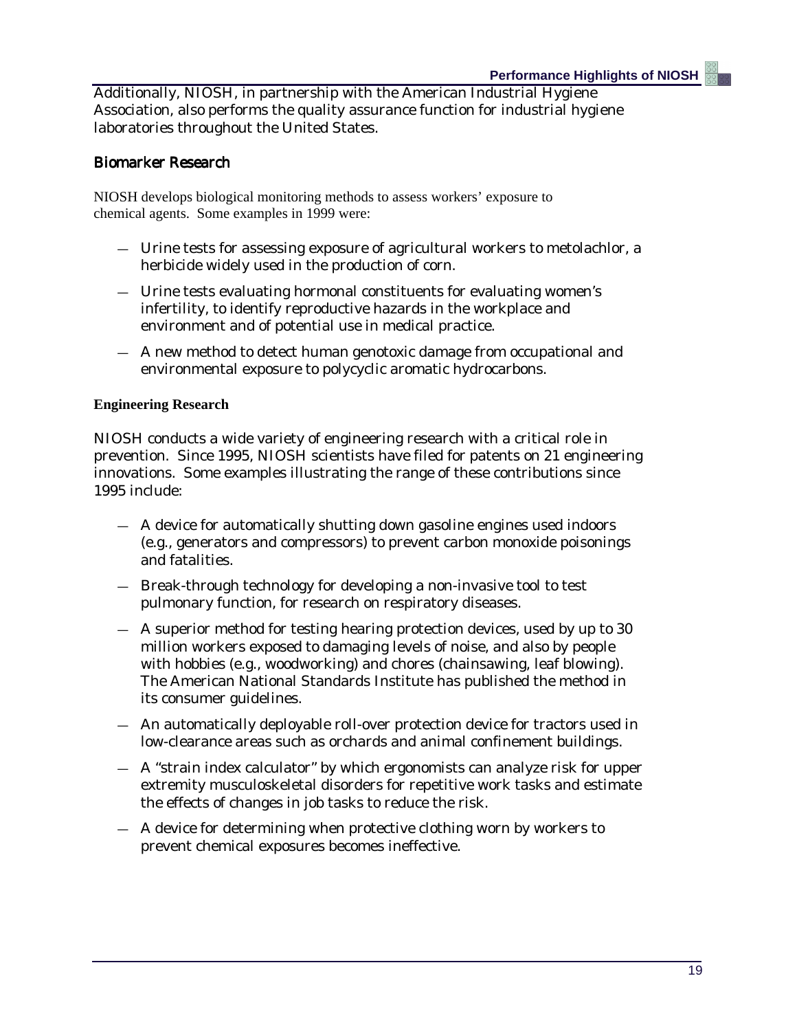Additionally, NIOSH, in partnership with the American Industrial Hygiene Association, also performs the quality assurance function for industrial hygiene laboratories throughout the United States.

## Biomarker Research

NIOSH develops biological monitoring methods to assess workers' exposure to chemical agents. Some examples in 1999 were:

- Urine tests for assessing exposure of agricultural workers to metolachlor, a herbicide widely used in the production of corn.
- Urine tests evaluating hormonal constituents for evaluating women's infertility, to identify reproductive hazards in the workplace and environment and of potential use in medical practice.
- A new method to detect human genotoxic damage from occupational and environmental exposure to polycyclic aromatic hydrocarbons.

**Engineering Research**

NIOSH conducts a wide variety of engineering research with a critical role in prevention. Since 1995, NIOSH scientists have filed for patents on 21 engineering innovations. Some examples illustrating the range of these contributions since 1995 include:

- A device for automatically shutting down gasoline engines used indoors (e.g., generators and compressors) to prevent carbon monoxide poisonings and fatalities.
- Break-through technology for developing a non-invasive tool to test pulmonary function, for research on respiratory diseases.
- A superior method for testing hearing protection devices, used by up to 30 million workers exposed to damaging levels of noise, and also by people with hobbies (e.g., woodworking) and chores (chainsawing, leaf blowing). The American National Standards Institute has published the method in its consumer guidelines.
- An automatically deployable roll-over protection device for tractors used in low-clearance areas such as orchards and animal confinement buildings.
- A "strain index calculator" by which ergonomists can analyze risk for upper extremity musculoskeletal disorders for repetitive work tasks and estimate the effects of changes in job tasks to reduce the risk.
- A device for determining when protective clothing worn by workers to prevent chemical exposures becomes ineffective.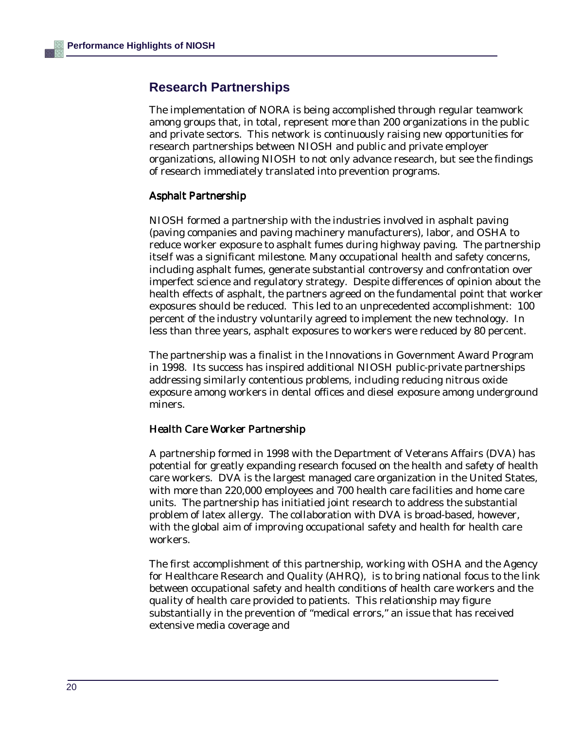## Research Partnerships

The implementation of NORA is being accomplished through regular teamwork among groups that, in total, represent more than 200 organizations in the public and private sectors. This network is continuously raising new opportunities for research partnerships between NIOSH and public and private employer organizations, allowing NIOSH to not only advance research, but see the findings of research immediately translated into prevention programs.

### Asphalt Partnership

NIOSH formed a partnership with the industries involved in asphalt paving (paving companies and paving machinery manufacturers), labor, and OSHA to reduce worker exposure to asphalt fumes during highway paving. The partnership itself was a significant milestone. Many occupational health and safety concerns, including asphalt fumes, generate substantial controversy and confrontation over imperfect science and regulatory strategy. Despite differences of opinion about the health effects of asphalt, the partners agreed on the fundamental point that worker exposures should be reduced. This led to an unprecedented accomplishment: 100 percent of the industry voluntarily agreed to implement the new technology. In less than three years, asphalt exposures to workers were reduced by 80 percent.

The partnership was a finalist in the Innovations in Government Award Program in 1998. Its success has inspired additional NIOSH public-private partnerships addressing similarly contentious problems, including reducing nitrous oxide exposure among workers in dental offices and diesel exposure among underground miners.

### Health Care Worker Partnership

A partnership formed in 1998 with the Department of Veterans Affairs (DVA) has potential for greatly expanding research focused on the health and safety of health care workers. DVA is the largest managed care organization in the United States, with more than 220,000 employees and 700 health care facilities and home care units. The partnership has initiatied joint research to address the substantial problem of latex allergy. The collaboration with DVA is broad-based, however, with the global aim of improving occupational safety and health for health care workers.

The first accomplishment of this partnership, working with OSHA and the Agency for Healthcare Research and Quality (AHRQ), is to bring national focus to the link between occupational safety and health conditions of health care workers and the quality of health care provided to patients. This relationship may figure substantially in the prevention of "medical errors," an issue that has received extensive media coverage and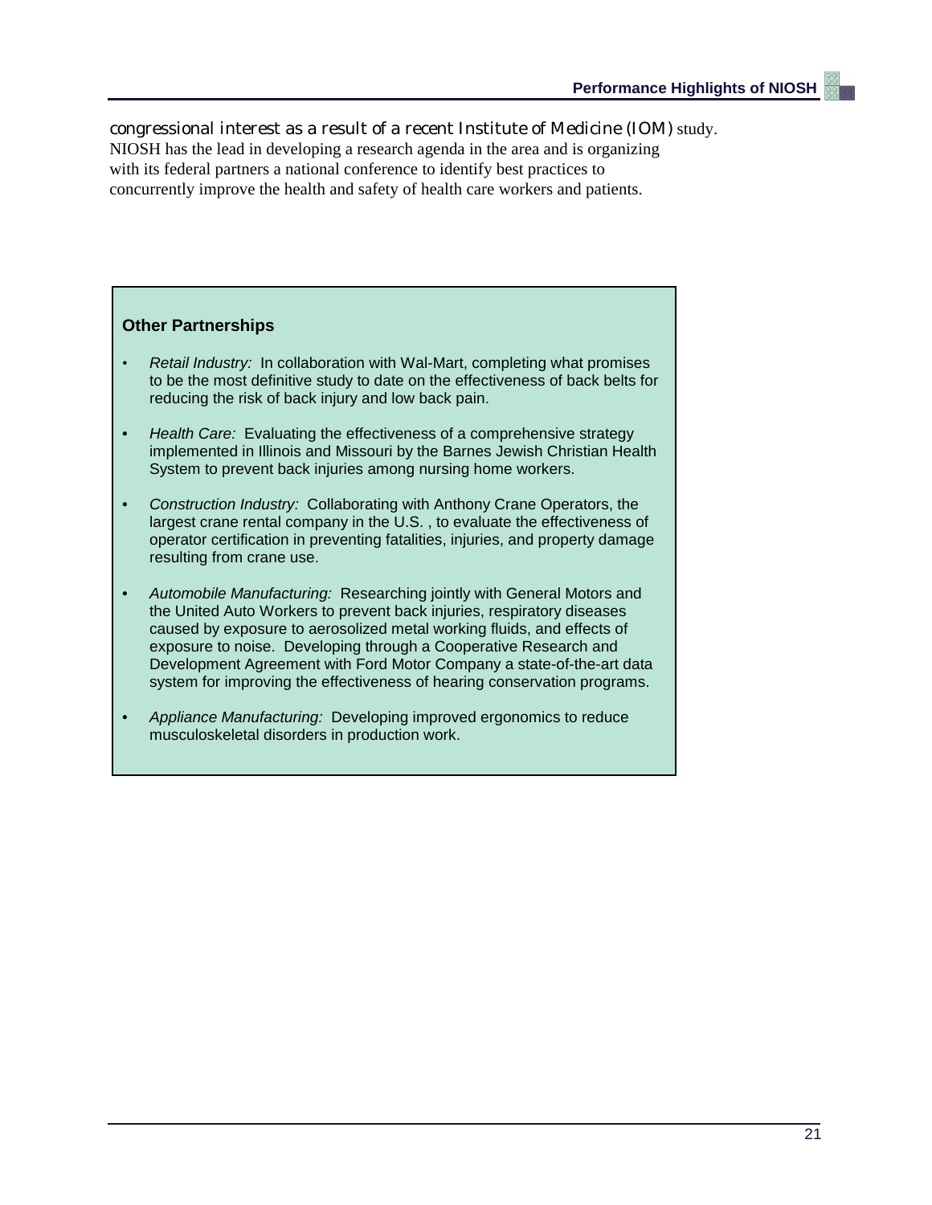congressional interest as a result of a recent Institute of Medicine (IOM) study. NIOSH has the lead in developing a research agenda in the area and is organizing with its federal partners a national conference to identify best practices to concurrently improve the health and safety of health care workers and patients.

### Other Partnerships

- *Retail Industry:* In collaboration with Wal-Mart, completing what promises to be the most definitive study to date on the effectiveness of back belts for reducing the risk of back injury and low back pain.
- *Health Care:* Evaluating the effectiveness of a comprehensive strategy implemented in Illinois and Missouri by the Barnes Jewish Christian Health System to prevent back injuries among nursing home workers.
- *Construction Industry:* Collaborating with Anthony Crane Operators, the largest crane rental company in the U.S. , to evaluate the effectiveness of operator certification in preventing fatalities, injuries, and property damage resulting from crane use.
- *Automobile Manufacturing:* Researching jointly with General Motors and the United Auto Workers to prevent back injuries, respiratory diseases caused by exposure to aerosolized metal working fluids, and effects of exposure to noise. Developing through a Cooperative Research and Development Agreement with Ford Motor Company a state-of-the-art data system for improving the effectiveness of hearing conservation programs.
- *Appliance Manufacturing:* Developing improved ergonomics to reduce musculoskeletal disorders in production work.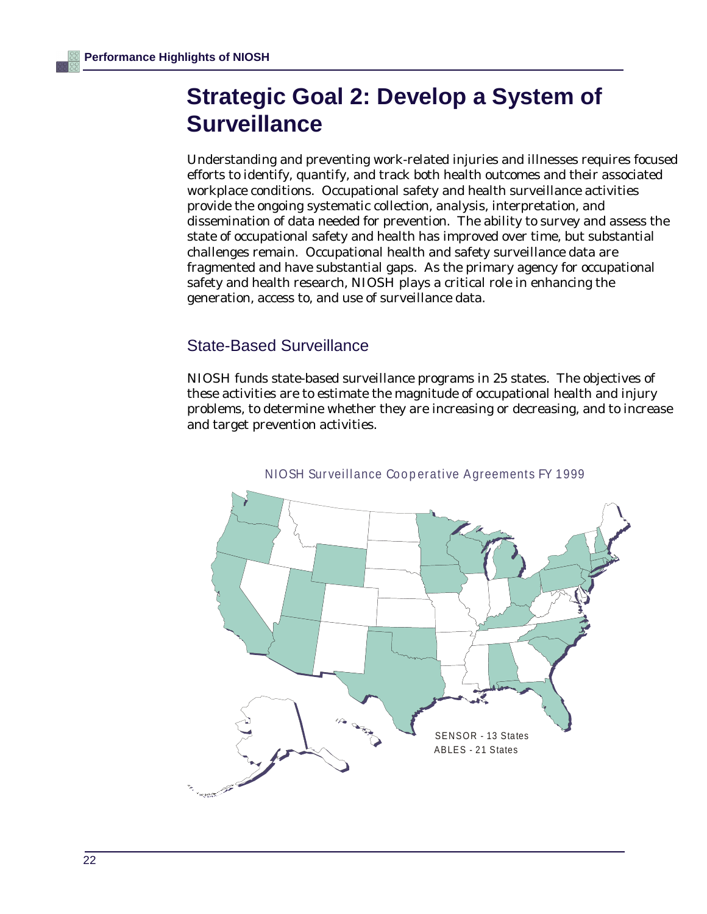# Strategic Goal 2: Develop a System of Surveillance

Understanding and preventing work-related injuries and illnesses requires focused efforts to identify, quantify, and track both health outcomes and their associated workplace conditions. Occupational safety and health surveillance activities provide the ongoing systematic collection, analysis, interpretation, and dissemination of data needed for prevention. The ability to survey and assess the state of occupational safety and health has improved over time, but substantial challenges remain. Occupational health and safety surveillance data are fragmented and have substantial gaps. As the primary agency for occupational safety and health research, NIOSH plays a critical role in enhancing the generation, access to, and use of surveillance data.

## State-Based Surveillance

NIOSH funds state-based surveillance programs in 25 states. The objectives of these activities are to estimate the magnitude of occupational health and injury problems, to determine whether they are increasing or decreasing, and to increase and target prevention activities.

NIOSH Surveillance Cooperative Agreements FY 1999

SENSOR - 13 States
ABLES - 21 States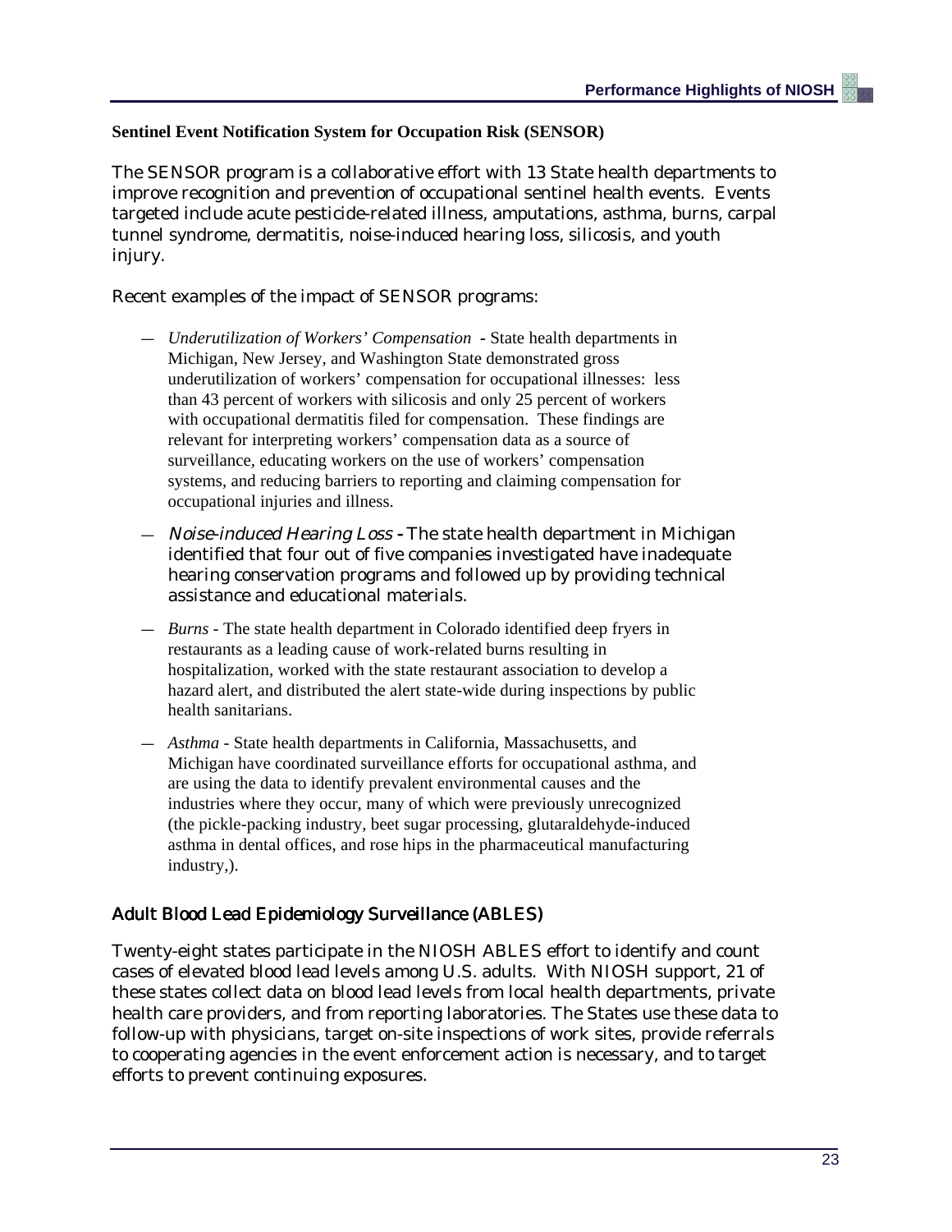### Sentinel Event Notification System for Occupation Risk (SENSOR)

The SENSOR program is a collaborative effort with 13 State health departments to improve recognition and prevention of occupational sentinel health events. Events targeted include acute pesticide-related illness, amputations, asthma, burns, carpal tunnel syndrome, dermatitis, noise-induced hearing loss, silicosis, and youth injury.

Recent examples of the impact of SENSOR programs:

- *Underutilization of Workers' Compensation* - State health departments in Michigan, New Jersey, and Washington State demonstrated gross underutilization of workers' compensation for occupational illnesses: less than 43 percent of workers with silicosis and only 25 percent of workers with occupational dermatitis filed for compensation. These findings are relevant for interpreting workers' compensation data as a source of surveillance, educating workers on the use of workers' compensation systems, and reducing barriers to reporting and claiming compensation for occupational injuries and illness.

- *Noise-induced Hearing Loss* - The state health department in Michigan identified that four out of five companies investigated have inadequate hearing conservation programs and followed up by providing technical assistance and educational materials.

- *Burns* - The state health department in Colorado identified deep fryers in restaurants as a leading cause of work-related burns resulting in hospitalization, worked with the state restaurant association to develop a hazard alert, and distributed the alert state-wide during inspections by public health sanitarians.

- *Asthma* - State health departments in California, Massachusetts, and Michigan have coordinated surveillance efforts for occupational asthma, and are using the data to identify prevalent environmental causes and the industries where they occur, many of which were previously unrecognized (the pickle-packing industry, beet sugar processing, glutaraldehyde-induced asthma in dental offices, and rose hips in the pharmaceutical manufacturing industry,).

### Adult Blood Lead Epidemiology Surveillance (ABLES)

Twenty-eight states participate in the NIOSH ABLES effort to identify and count cases of elevated blood lead levels among U.S. adults. With NIOSH support, 21 of these states collect data on blood lead levels from local health departments, private health care providers, and from reporting laboratories. The States use these data to follow-up with physicians, target on-site inspections of work sites, provide referrals to cooperating agencies in the event enforcement action is necessary, and to target efforts to prevent continuing exposures.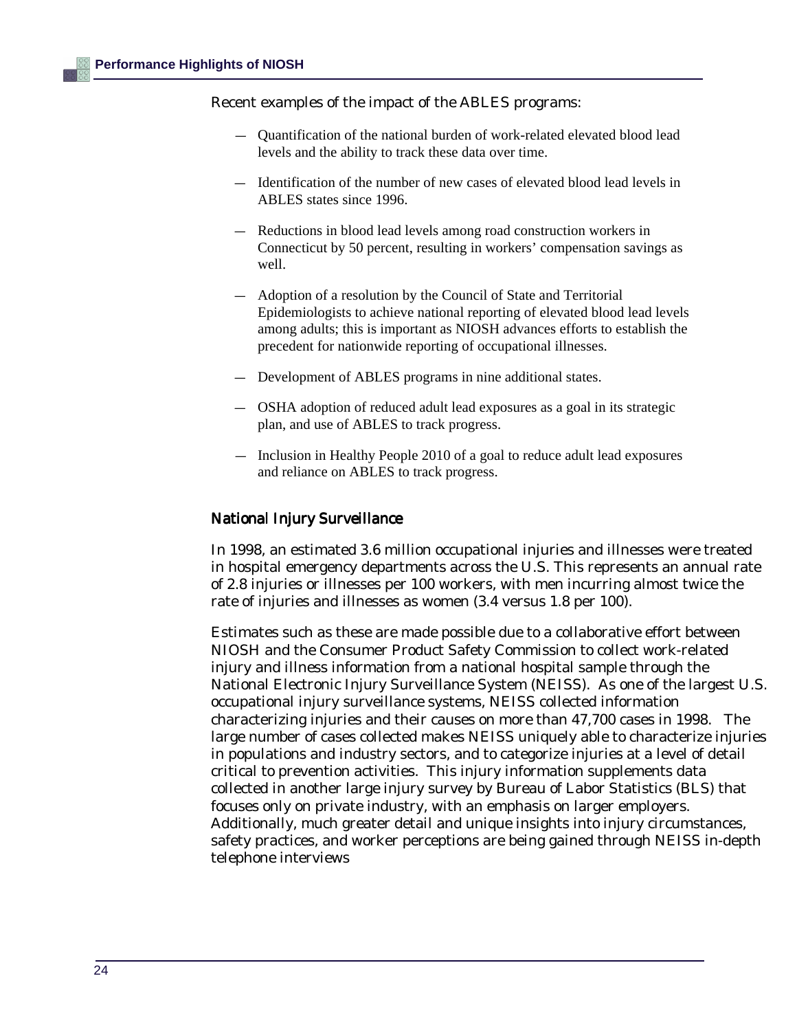Recent examples of the impact of the ABLES programs:

- Quantification of the national burden of work-related elevated blood lead levels and the ability to track these data over time.
- Identification of the number of new cases of elevated blood lead levels in ABLES states since 1996.
- Reductions in blood lead levels among road construction workers in Connecticut by 50 percent, resulting in workers' compensation savings as well.
- Adoption of a resolution by the Council of State and Territorial Epidemiologists to achieve national reporting of elevated blood lead levels among adults; this is important as NIOSH advances efforts to establish the precedent for nationwide reporting of occupational illnesses.
- Development of ABLES programs in nine additional states.
- OSHA adoption of reduced adult lead exposures as a goal in its strategic plan, and use of ABLES to track progress.
- Inclusion in Healthy People 2010 of a goal to reduce adult lead exposures and reliance on ABLES to track progress.

## National Injury Surveillance

In 1998, an estimated 3.6 million occupational injuries and illnesses were treated in hospital emergency departments across the U.S. This represents an annual rate of 2.8 injuries or illnesses per 100 workers, with men incurring almost twice the rate of injuries and illnesses as women (3.4 versus 1.8 per 100).

Estimates such as these are made possible due to a collaborative effort between NIOSH and the Consumer Product Safety Commission to collect work-related injury and illness information from a national hospital sample through the National Electronic Injury Surveillance System (NEISS). As one of the largest U.S. occupational injury surveillance systems, NEISS collected information characterizing injuries and their causes on more than 47,700 cases in 1998. The large number of cases collected makes NEISS uniquely able to characterize injuries in populations and industry sectors, and to categorize injuries at a level of detail critical to prevention activities. This injury information supplements data collected in another large injury survey by Bureau of Labor Statistics (BLS) that focuses only on private industry, with an emphasis on larger employers. Additionally, much greater detail and unique insights into injury circumstances, safety practices, and worker perceptions are being gained through NEISS in-depth telephone interviews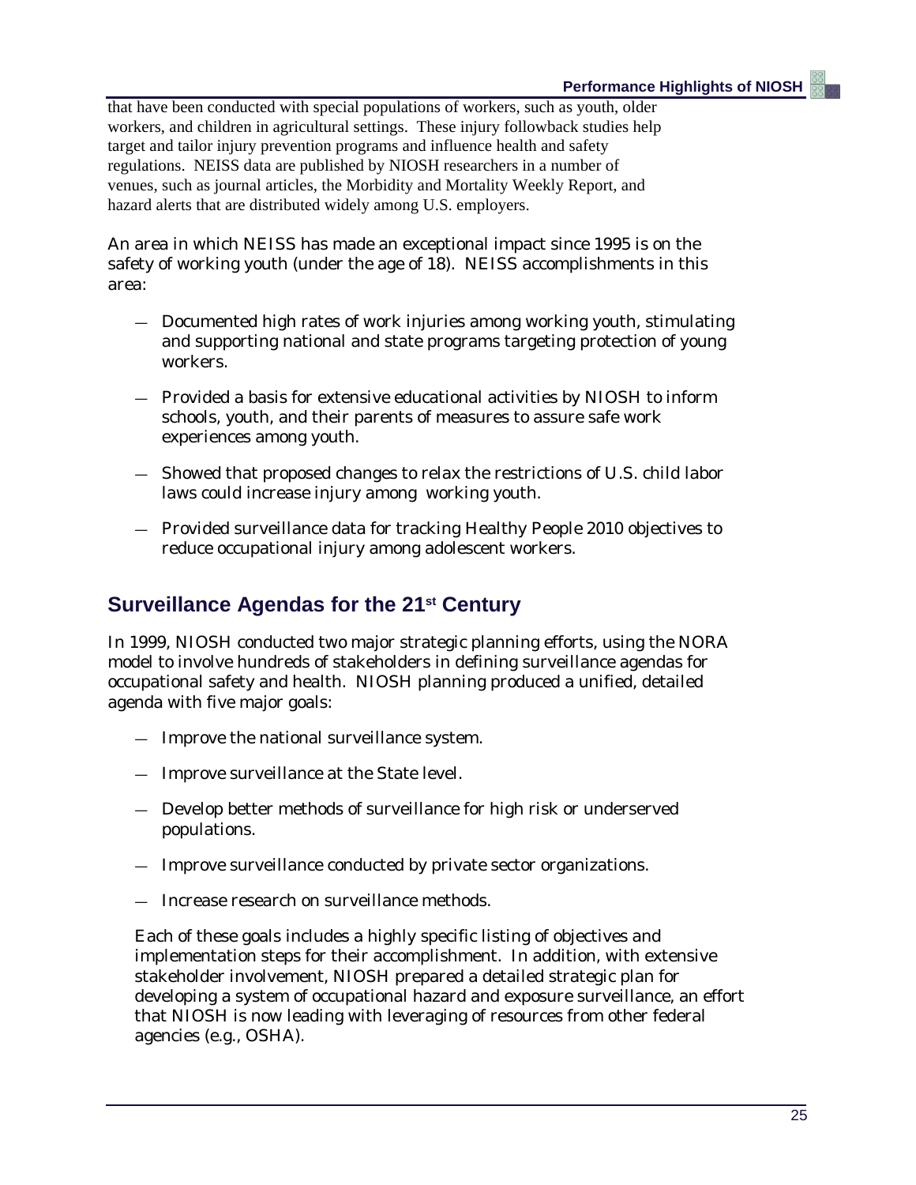that have been conducted with special populations of workers, such as youth, older workers, and children in agricultural settings. These injury followback studies help target and tailor injury prevention programs and influence health and safety regulations. NEISS data are published by NIOSH researchers in a number of venues, such as journal articles, the Morbidity and Mortality Weekly Report, and hazard alerts that are distributed widely among U.S. employers.

An area in which NEISS has made an exceptional impact since 1995 is on the safety of working youth (under the age of 18). NEISS accomplishments in this area:

- Documented high rates of work injuries among working youth, stimulating and supporting national and state programs targeting protection of young workers.
- Provided a basis for extensive educational activities by NIOSH to inform schools, youth, and their parents of measures to assure safe work experiences among youth.
- Showed that proposed changes to relax the restrictions of U.S. child labor laws could increase injury among working youth.
- Provided surveillance data for tracking Healthy People 2010 objectives to reduce occupational injury among adolescent workers.

## Surveillance Agendas for the 21st Century

In 1999, NIOSH conducted two major strategic planning efforts, using the NORA model to involve hundreds of stakeholders in defining surveillance agendas for occupational safety and health. NIOSH planning produced a unified, detailed agenda with five major goals:

- Improve the national surveillance system.
- Improve surveillance at the State level.
- Develop better methods of surveillance for high risk or underserved populations.
- Improve surveillance conducted by private sector organizations.
- Increase research on surveillance methods.

Each of these goals includes a highly specific listing of objectives and implementation steps for their accomplishment. In addition, with extensive stakeholder involvement, NIOSH prepared a detailed strategic plan for developing a system of occupational hazard and exposure surveillance, an effort that NIOSH is now leading with leveraging of resources from other federal agencies (e.g., OSHA).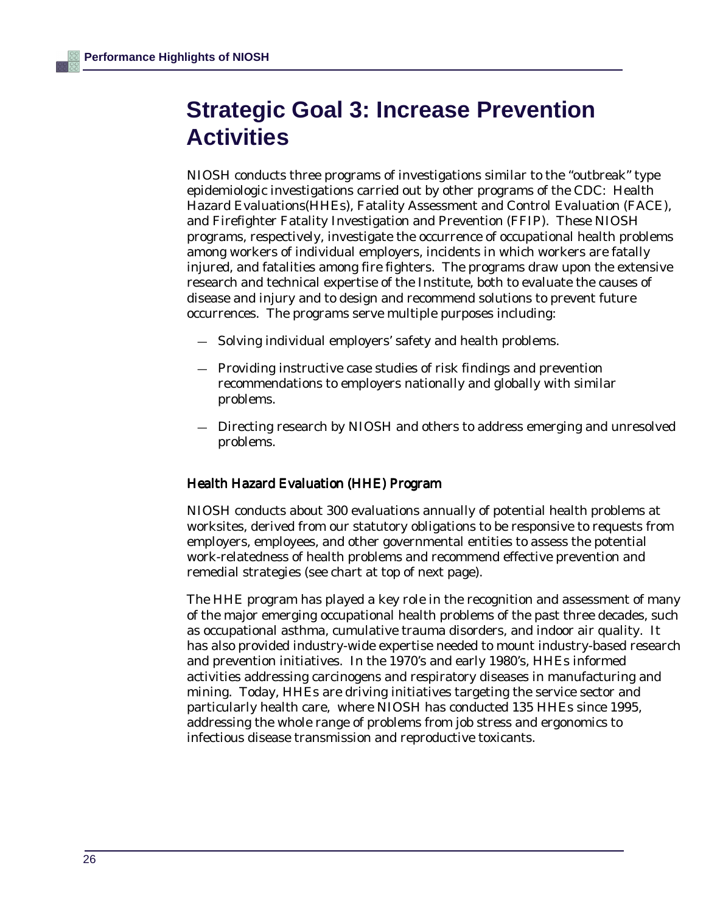# Strategic Goal 3: Increase Prevention Activities

NIOSH conducts three programs of investigations similar to the "outbreak" type epidemiologic investigations carried out by other programs of the CDC: Health Hazard Evaluations(HHEs), Fatality Assessment and Control Evaluation (FACE), and Firefighter Fatality Investigation and Prevention (FFIP). These NIOSH programs, respectively, investigate the occurrence of occupational health problems among workers of individual employers, incidents in which workers are fatally injured, and fatalities among fire fighters. The programs draw upon the extensive research and technical expertise of the Institute, both to evaluate the causes of disease and injury and to design and recommend solutions to prevent future occurrences. The programs serve multiple purposes including:

- Solving individual employers' safety and health problems.
- Providing instructive case studies of risk findings and prevention recommendations to employers nationally and globally with similar problems.
- Directing research by NIOSH and others to address emerging and unresolved problems.

## Health Hazard Evaluation (HHE) Program

NIOSH conducts about 300 evaluations annually of potential health problems at worksites, derived from our statutory obligations to be responsive to requests from employers, employees, and other governmental entities to assess the potential work-relatedness of health problems and recommend effective prevention and remedial strategies (see chart at top of next page).

The HHE program has played a key role in the recognition and assessment of many of the major emerging occupational health problems of the past three decades, such as occupational asthma, cumulative trauma disorders, and indoor air quality. It has also provided industry-wide expertise needed to mount industry-based research and prevention initiatives. In the 1970's and early 1980's, HHEs informed activities addressing carcinogens and respiratory diseases in manufacturing and mining. Today, HHEs are driving initiatives targeting the service sector and particularly health care, where NIOSH has conducted 135 HHEs since 1995, addressing the whole range of problems from job stress and ergonomics to infectious disease transmission and reproductive toxicants.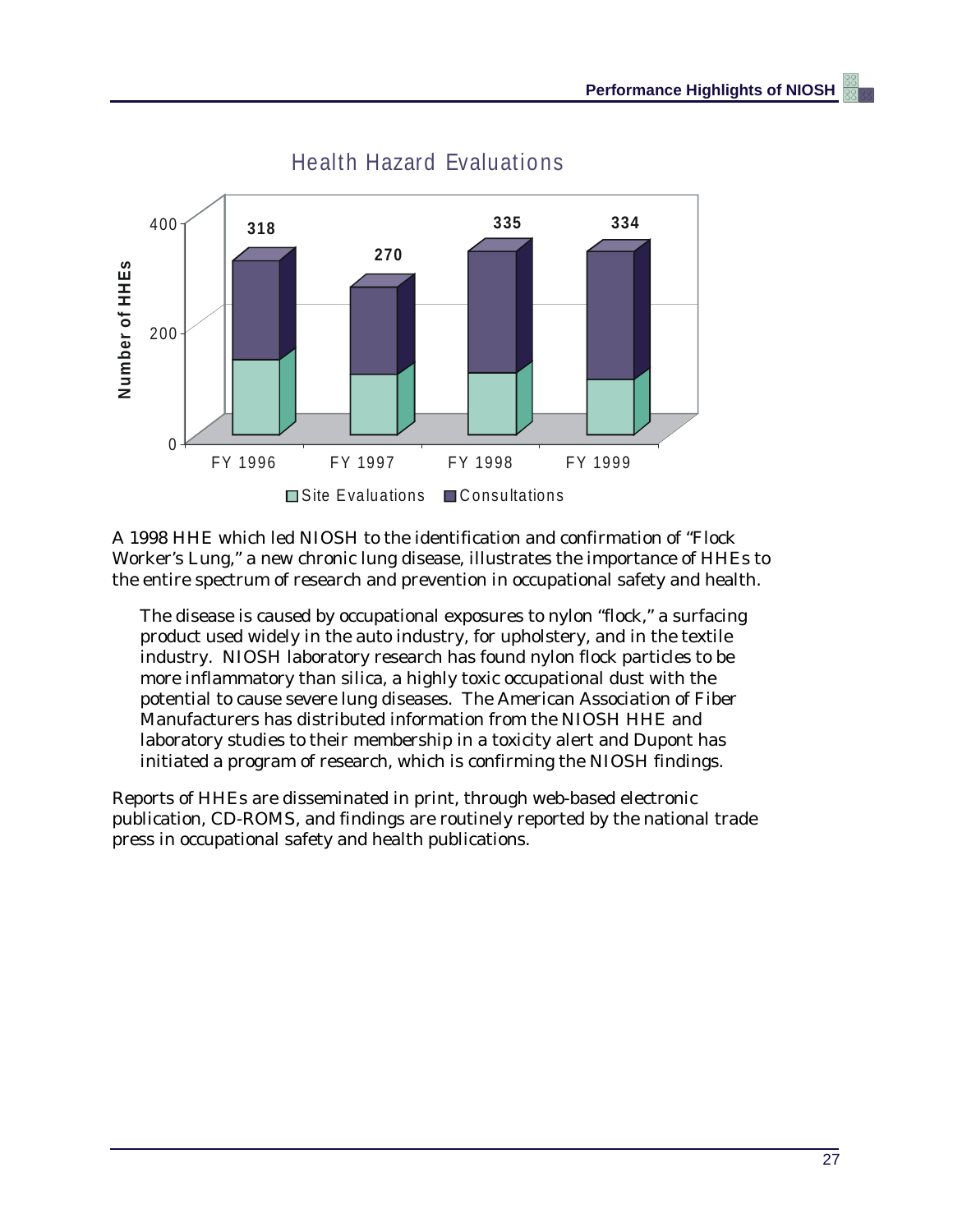Health Hazard Evaluations

| | FY 1996 | FY 1997 | FY 1998 | FY 1999 |
|---|---|---|---|---|
| Total (Site Evaluations + Consultations) | 318 | 270 | 335 | 334 |

A 1998 HHE which led NIOSH to the identification and confirmation of "Flock Worker's Lung," a new chronic lung disease, illustrates the importance of HHEs to the entire spectrum of research and prevention in occupational safety and health.

> The disease is caused by occupational exposures to nylon "flock," a surfacing product used widely in the auto industry, for upholstery, and in the textile industry. NIOSH laboratory research has found nylon flock particles to be more inflammatory than silica, a highly toxic occupational dust with the potential to cause severe lung diseases. The American Association of Fiber Manufacturers has distributed information from the NIOSH HHE and laboratory studies to their membership in a toxicity alert and Dupont has initiated a program of research, which is confirming the NIOSH findings.

Reports of HHEs are disseminated in print, through web-based electronic publication, CD-ROMS, and findings are routinely reported by the national trade press in occupational safety and health publications.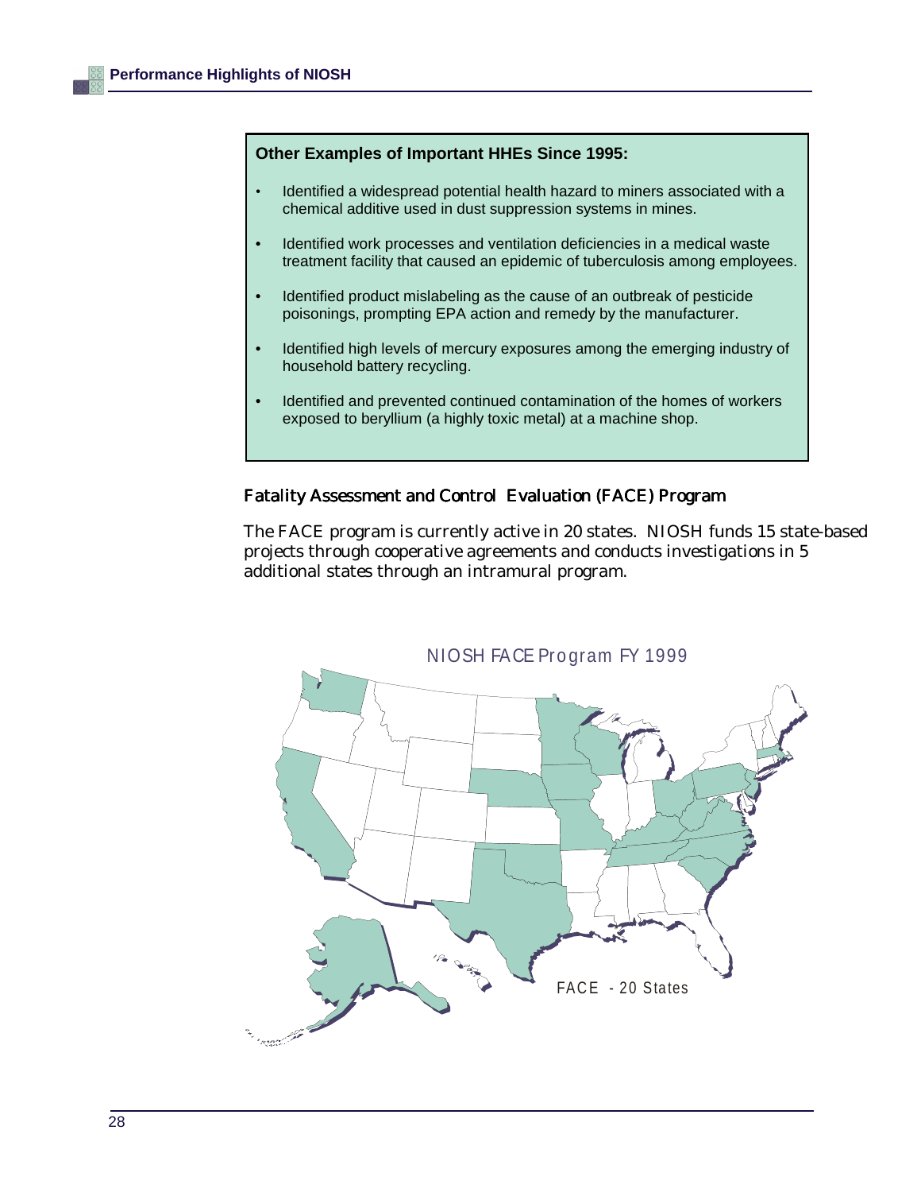**Other Examples of Important HHEs Since 1995:**

- Identified a widespread potential health hazard to miners associated with a chemical additive used in dust suppression systems in mines.
- Identified work processes and ventilation deficiencies in a medical waste treatment facility that caused an epidemic of tuberculosis among employees.
- Identified product mislabeling as the cause of an outbreak of pesticide poisonings, prompting EPA action and remedy by the manufacturer.
- Identified high levels of mercury exposures among the emerging industry of household battery recycling.
- Identified and prevented continued contamination of the homes of workers exposed to beryllium (a highly toxic metal) at a machine shop.

### Fatality Assessment and Control Evaluation (FACE) Program

The FACE program is currently active in 20 states. NIOSH funds 15 state-based projects through cooperative agreements and conducts investigations in 5 additional states through an intramural program.

NIOSH FACE Program FY 1999

FACE - 20 States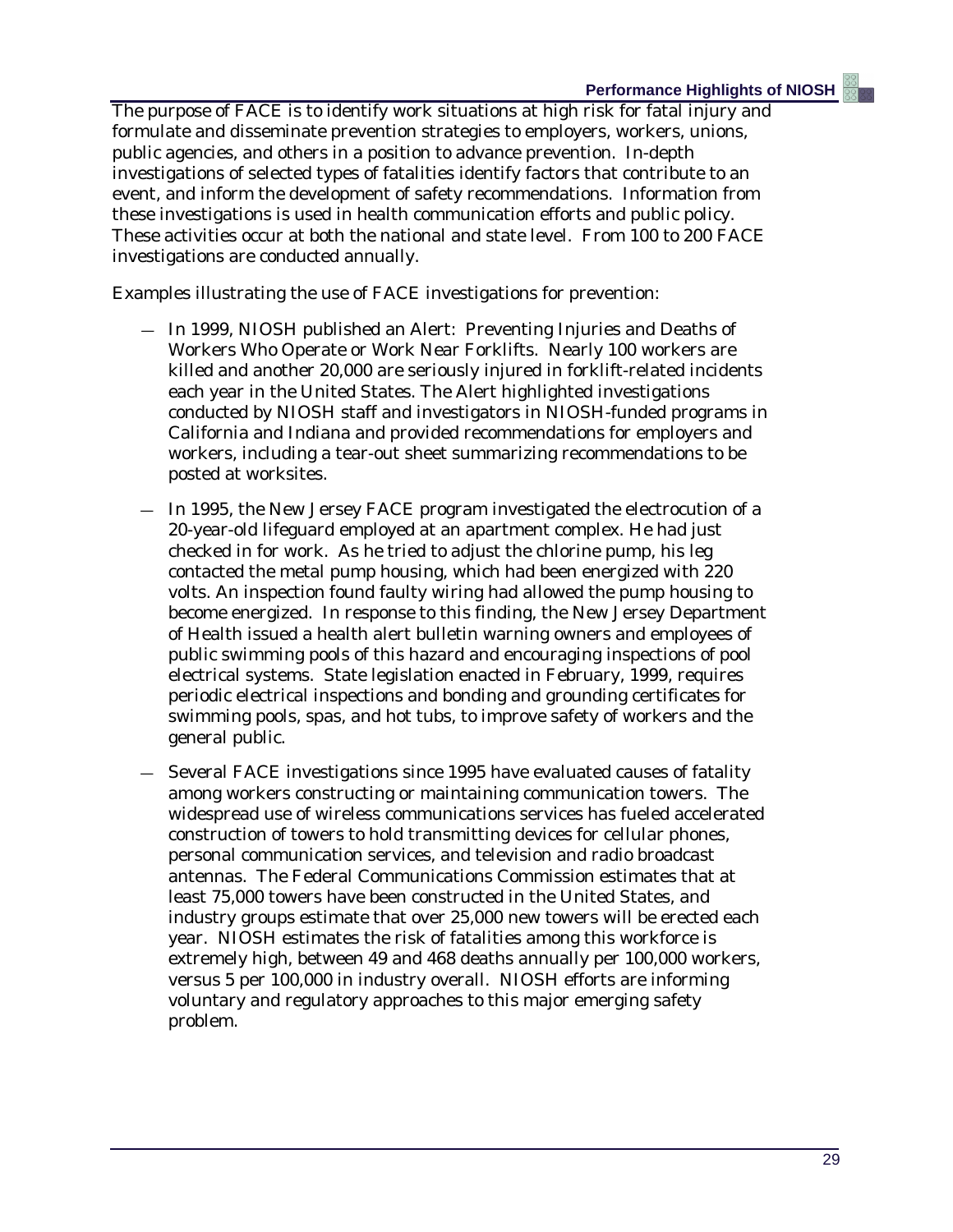The purpose of FACE is to identify work situations at high risk for fatal injury and formulate and disseminate prevention strategies to employers, workers, unions, public agencies, and others in a position to advance prevention. In-depth investigations of selected types of fatalities identify factors that contribute to an event, and inform the development of safety recommendations. Information from these investigations is used in health communication efforts and public policy. These activities occur at both the national and state level. From 100 to 200 FACE investigations are conducted annually.

Examples illustrating the use of FACE investigations for prevention:

- In 1999, NIOSH published an Alert: Preventing Injuries and Deaths of Workers Who Operate or Work Near Forklifts. Nearly 100 workers are killed and another 20,000 are seriously injured in forklift-related incidents each year in the United States. The Alert highlighted investigations conducted by NIOSH staff and investigators in NIOSH-funded programs in California and Indiana and provided recommendations for employers and workers, including a tear-out sheet summarizing recommendations to be posted at worksites.

- In 1995, the New Jersey FACE program investigated the electrocution of a 20-year-old lifeguard employed at an apartment complex. He had just checked in for work. As he tried to adjust the chlorine pump, his leg contacted the metal pump housing, which had been energized with 220 volts. An inspection found faulty wiring had allowed the pump housing to become energized. In response to this finding, the New Jersey Department of Health issued a health alert bulletin warning owners and employees of public swimming pools of this hazard and encouraging inspections of pool electrical systems. State legislation enacted in February, 1999, requires periodic electrical inspections and bonding and grounding certificates for swimming pools, spas, and hot tubs, to improve safety of workers and the general public.

- Several FACE investigations since 1995 have evaluated causes of fatality among workers constructing or maintaining communication towers. The widespread use of wireless communications services has fueled accelerated construction of towers to hold transmitting devices for cellular phones, personal communication services, and television and radio broadcast antennas. The Federal Communications Commission estimates that at least 75,000 towers have been constructed in the United States, and industry groups estimate that over 25,000 new towers will be erected each year. NIOSH estimates the risk of fatalities among this workforce is extremely high, between 49 and 468 deaths annually per 100,000 workers, versus 5 per 100,000 in industry overall. NIOSH efforts are informing voluntary and regulatory approaches to this major emerging safety problem.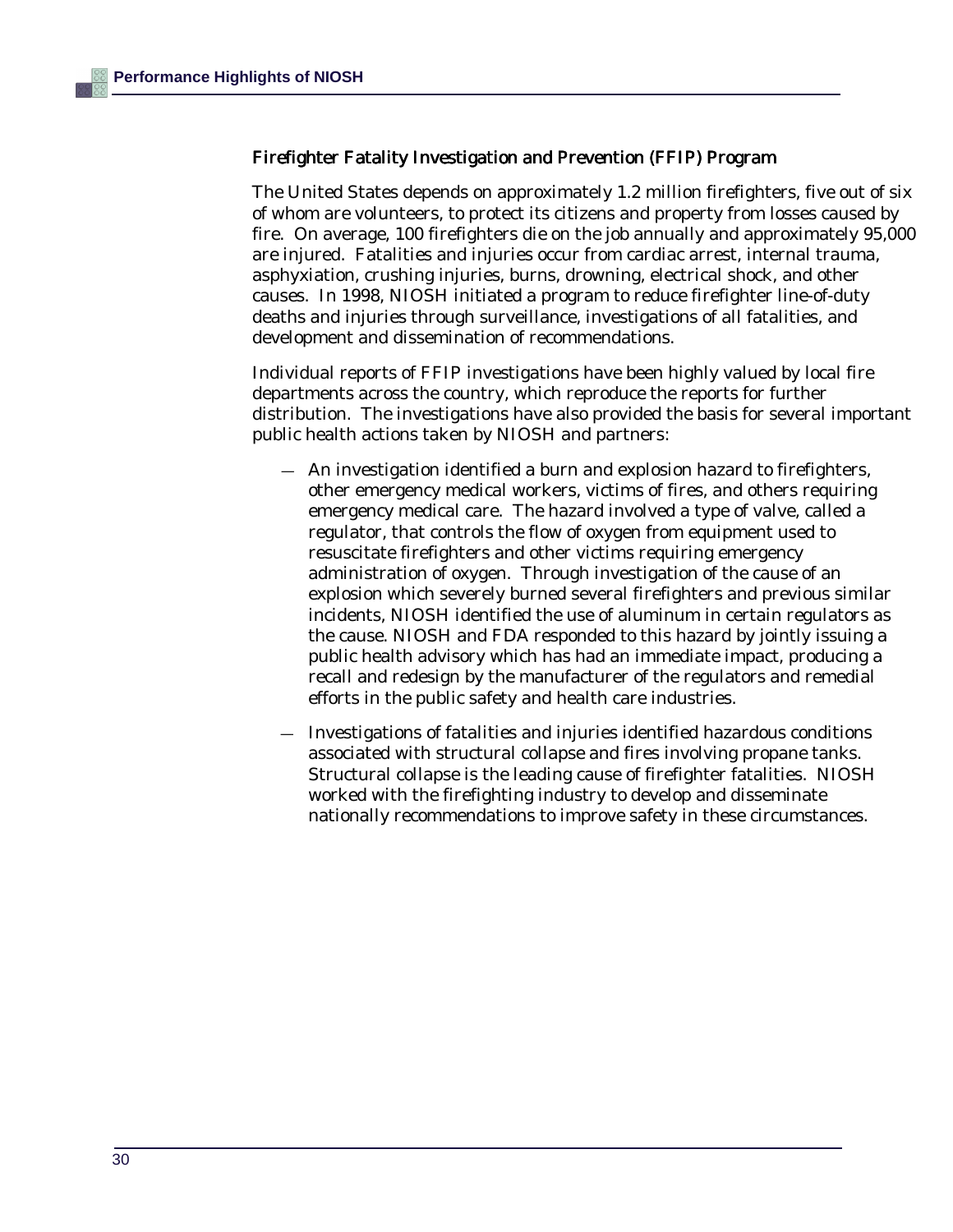### Firefighter Fatality Investigation and Prevention (FFIP) Program

The United States depends on approximately 1.2 million firefighters, five out of six of whom are volunteers, to protect its citizens and property from losses caused by fire. On average, 100 firefighters die on the job annually and approximately 95,000 are injured. Fatalities and injuries occur from cardiac arrest, internal trauma, asphyxiation, crushing injuries, burns, drowning, electrical shock, and other causes. In 1998, NIOSH initiated a program to reduce firefighter line-of-duty deaths and injuries through surveillance, investigations of all fatalities, and development and dissemination of recommendations.

Individual reports of FFIP investigations have been highly valued by local fire departments across the country, which reproduce the reports for further distribution. The investigations have also provided the basis for several important public health actions taken by NIOSH and partners:

- An investigation identified a burn and explosion hazard to firefighters, other emergency medical workers, victims of fires, and others requiring emergency medical care. The hazard involved a type of valve, called a regulator, that controls the flow of oxygen from equipment used to resuscitate firefighters and other victims requiring emergency administration of oxygen. Through investigation of the cause of an explosion which severely burned several firefighters and previous similar incidents, NIOSH identified the use of aluminum in certain regulators as the cause. NIOSH and FDA responded to this hazard by jointly issuing a public health advisory which has had an immediate impact, producing a recall and redesign by the manufacturer of the regulators and remedial efforts in the public safety and health care industries.

- Investigations of fatalities and injuries identified hazardous conditions associated with structural collapse and fires involving propane tanks. Structural collapse is the leading cause of firefighter fatalities. NIOSH worked with the firefighting industry to develop and disseminate nationally recommendations to improve safety in these circumstances.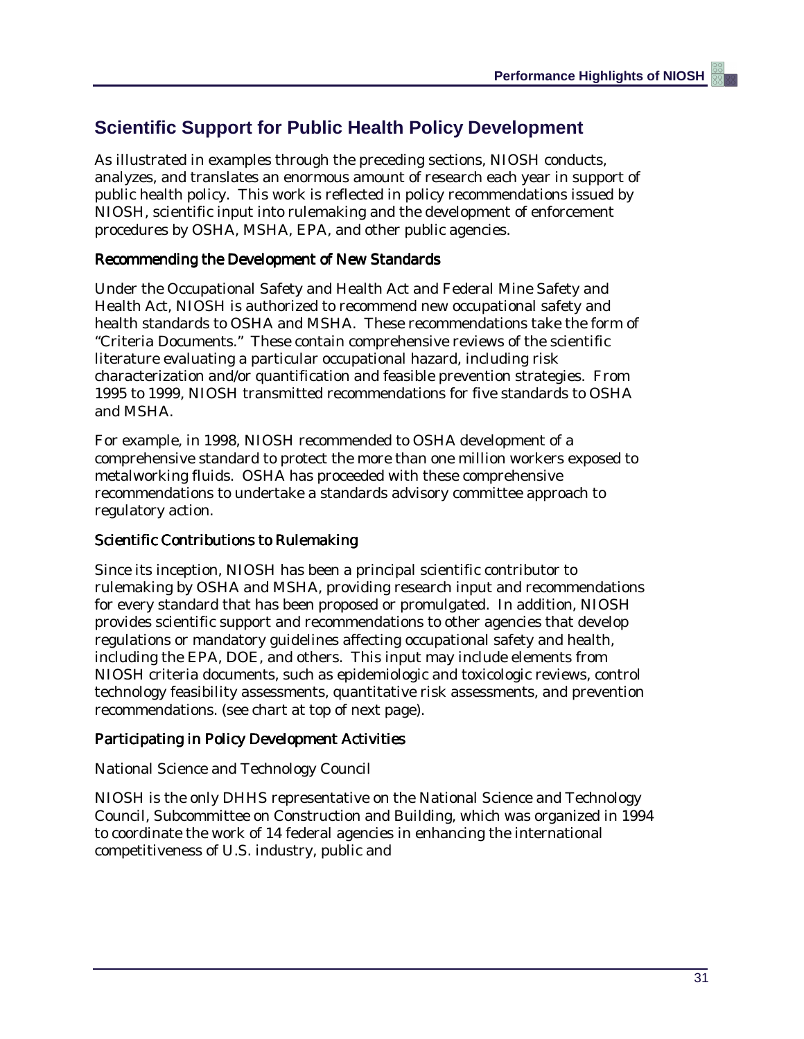## Scientific Support for Public Health Policy Development

As illustrated in examples through the preceding sections, NIOSH conducts, analyzes, and translates an enormous amount of research each year in support of public health policy. This work is reflected in policy recommendations issued by NIOSH, scientific input into rulemaking and the development of enforcement procedures by OSHA, MSHA, EPA, and other public agencies.

### Recommending the Development of New Standards

Under the Occupational Safety and Health Act and Federal Mine Safety and Health Act, NIOSH is authorized to recommend new occupational safety and health standards to OSHA and MSHA. These recommendations take the form of "Criteria Documents." These contain comprehensive reviews of the scientific literature evaluating a particular occupational hazard, including risk characterization and/or quantification and feasible prevention strategies. From 1995 to 1999, NIOSH transmitted recommendations for five standards to OSHA and MSHA.

For example, in 1998, NIOSH recommended to OSHA development of a comprehensive standard to protect the more than one million workers exposed to metalworking fluids. OSHA has proceeded with these comprehensive recommendations to undertake a standards advisory committee approach to regulatory action.

### Scientific Contributions to Rulemaking

Since its inception, NIOSH has been a principal scientific contributor to rulemaking by OSHA and MSHA, providing research input and recommendations for every standard that has been proposed or promulgated. In addition, NIOSH provides scientific support and recommendations to other agencies that develop regulations or mandatory guidelines affecting occupational safety and health, including the EPA, DOE, and others. This input may include elements from NIOSH criteria documents, such as epidemiologic and toxicologic reviews, control technology feasibility assessments, quantitative risk assessments, and prevention recommendations. (see chart at top of next page).

### Participating in Policy Development Activities

National Science and Technology Council

NIOSH is the only DHHS representative on the National Science and Technology Council, Subcommittee on Construction and Building, which was organized in 1994 to coordinate the work of 14 federal agencies in enhancing the international competitiveness of U.S. industry, public and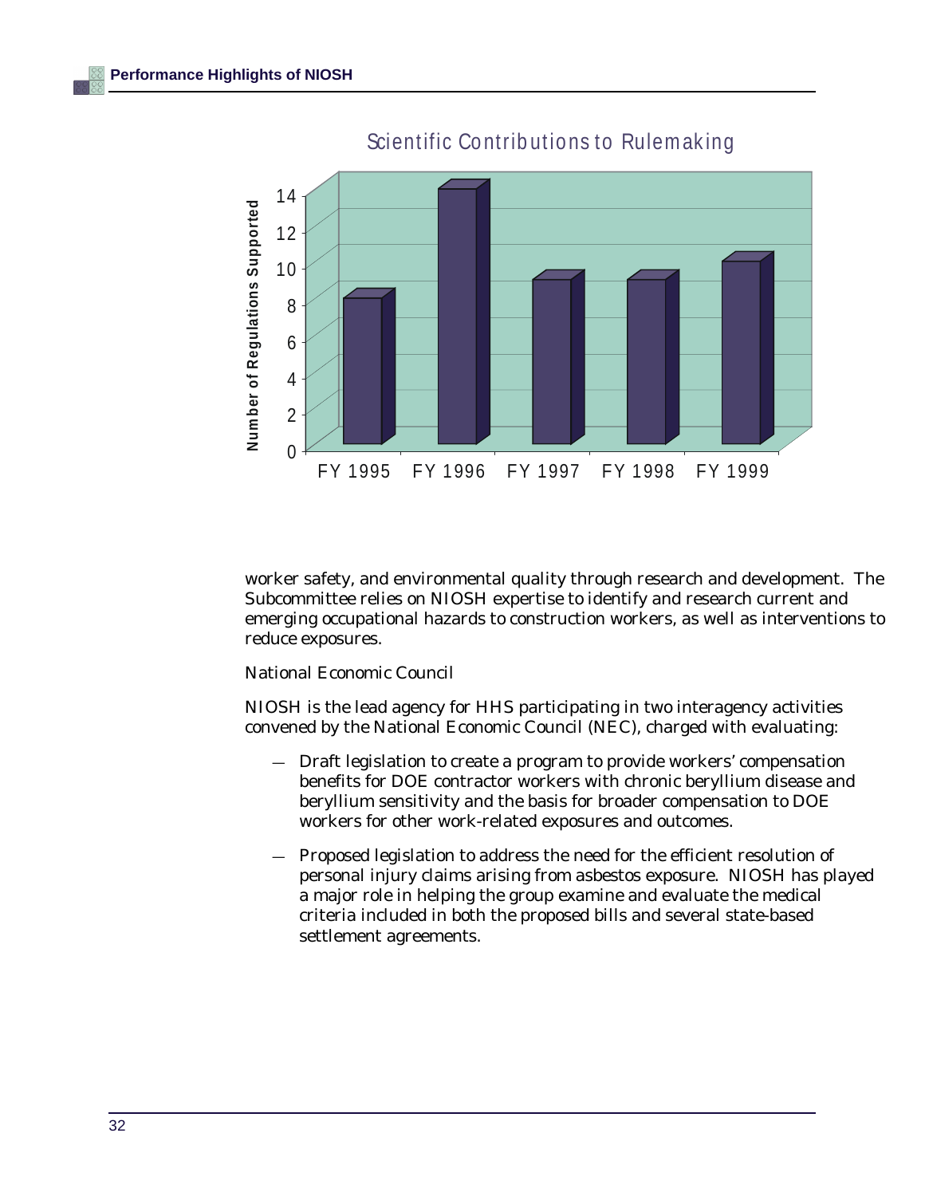Scientific Contributions to Rulemaking

| | FY 1995 | FY 1996 | FY 1997 | FY 1998 | FY 1999 |
|---|---|---|---|---|---|
| Number of Regulations Supported | 8 | 14 | 9 | 9 | 10 |

worker safety, and environmental quality through research and development. The Subcommittee relies on NIOSH expertise to identify and research current and emerging occupational hazards to construction workers, as well as interventions to reduce exposures.

National Economic Council

NIOSH is the lead agency for HHS participating in two interagency activities convened by the National Economic Council (NEC), charged with evaluating:

- Draft legislation to create a program to provide workers' compensation benefits for DOE contractor workers with chronic beryllium disease and beryllium sensitivity and the basis for broader compensation to DOE workers for other work-related exposures and outcomes.
- Proposed legislation to address the need for the efficient resolution of personal injury claims arising from asbestos exposure. NIOSH has played a major role in helping the group examine and evaluate the medical criteria included in both the proposed bills and several state-based settlement agreements.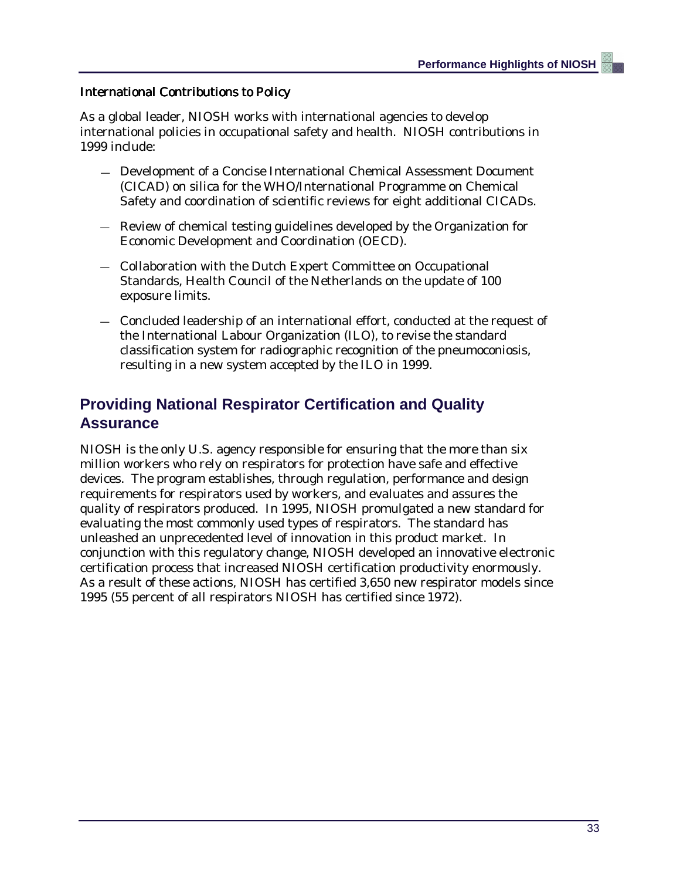### International Contributions to Policy

As a global leader, NIOSH works with international agencies to develop international policies in occupational safety and health. NIOSH contributions in 1999 include:

- Development of a Concise International Chemical Assessment Document (CICAD) on silica for the WHO/International Programme on Chemical Safety and coordination of scientific reviews for eight additional CICADs.
- Review of chemical testing guidelines developed by the Organization for Economic Development and Coordination (OECD).
- Collaboration with the Dutch Expert Committee on Occupational Standards, Health Council of the Netherlands on the update of 100 exposure limits.
- Concluded leadership of an international effort, conducted at the request of the International Labour Organization (ILO), to revise the standard classification system for radiographic recognition of the pneumoconiosis, resulting in a new system accepted by the ILO in 1999.

## Providing National Respirator Certification and Quality Assurance

NIOSH is the only U.S. agency responsible for ensuring that the more than six million workers who rely on respirators for protection have safe and effective devices. The program establishes, through regulation, performance and design requirements for respirators used by workers, and evaluates and assures the quality of respirators produced. In 1995, NIOSH promulgated a new standard for evaluating the most commonly used types of respirators. The standard has unleashed an unprecedented level of innovation in this product market. In conjunction with this regulatory change, NIOSH developed an innovative electronic certification process that increased NIOSH certification productivity enormously. As a result of these actions, NIOSH has certified 3,650 new respirator models since 1995 (55 percent of all respirators NIOSH has certified since 1972).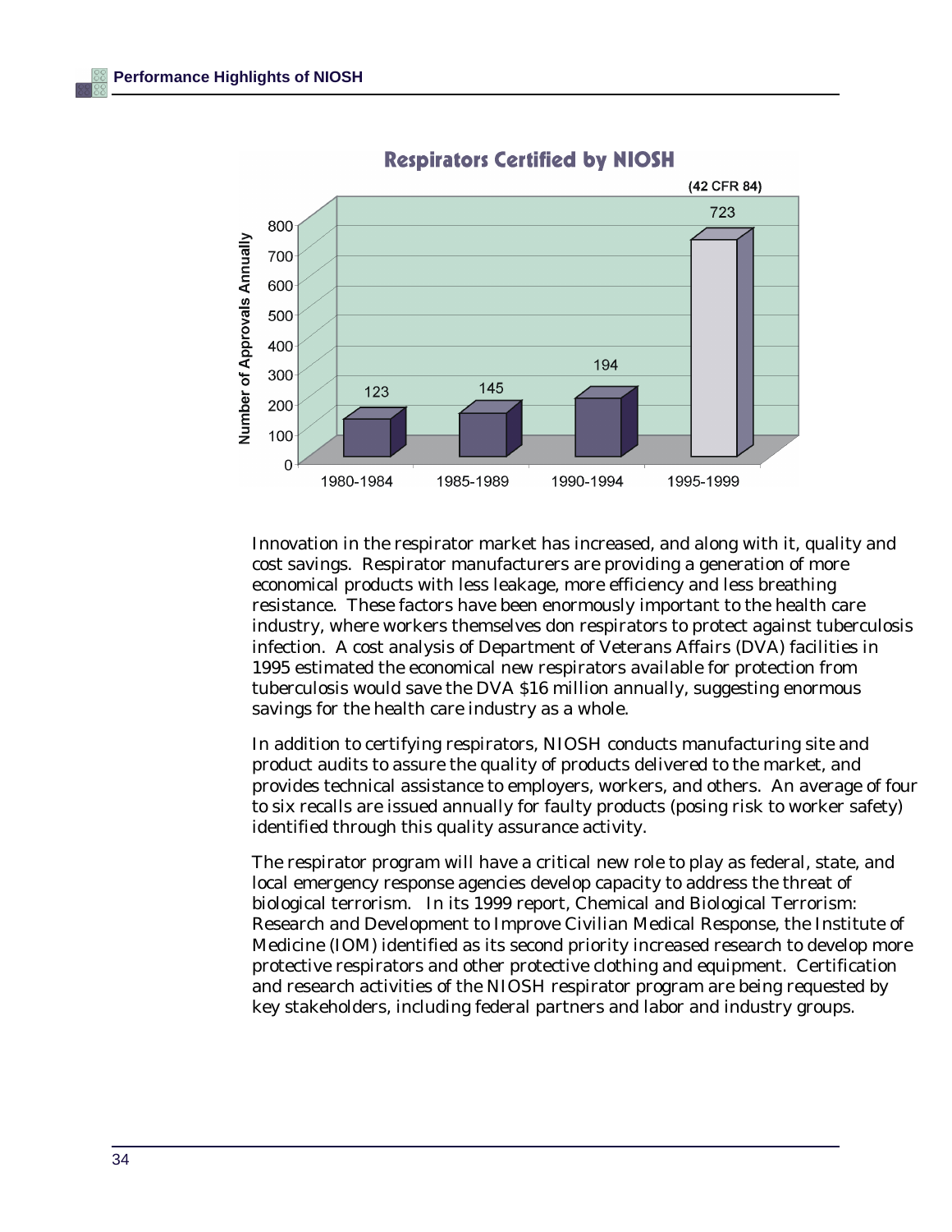**Respirators Certified by NIOSH**

(42 CFR 84)

| Period | Number of Approvals Annually |
|---|---|
| 1980-1984 | 123 |
| 1985-1989 | 145 |
| 1990-1994 | 194 |
| 1995-1999 | 723 |

Innovation in the respirator market has increased, and along with it, quality and cost savings. Respirator manufacturers are providing a generation of more economical products with less leakage, more efficiency and less breathing resistance. These factors have been enormously important to the health care industry, where workers themselves don respirators to protect against tuberculosis infection. A cost analysis of Department of Veterans Affairs (DVA) facilities in 1995 estimated the economical new respirators available for protection from tuberculosis would save the DVA $16 million annually, suggesting enormous savings for the health care industry as a whole.

In addition to certifying respirators, NIOSH conducts manufacturing site and product audits to assure the quality of products delivered to the market, and provides technical assistance to employers, workers, and others. An average of four to six recalls are issued annually for faulty products (posing risk to worker safety) identified through this quality assurance activity.

The respirator program will have a critical new role to play as federal, state, and local emergency response agencies develop capacity to address the threat of biological terrorism. In its 1999 report, Chemical and Biological Terrorism: Research and Development to Improve Civilian Medical Response, the Institute of Medicine (IOM) identified as its second priority increased research to develop more protective respirators and other protective clothing and equipment. Certification and research activities of the NIOSH respirator program are being requested by key stakeholders, including federal partners and labor and industry groups.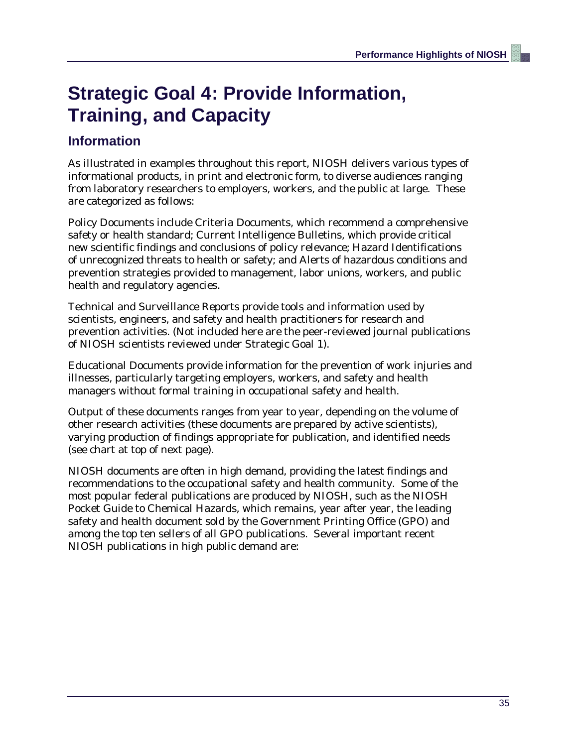# Strategic Goal 4: Provide Information, Training, and Capacity

## Information

As illustrated in examples throughout this report, NIOSH delivers various types of informational products, in print and electronic form, to diverse audiences ranging from laboratory researchers to employers, workers, and the public at large. These are categorized as follows:

Policy Documents include Criteria Documents, which recommend a comprehensive safety or health standard; Current Intelligence Bulletins, which provide critical new scientific findings and conclusions of policy relevance; Hazard Identifications of unrecognized threats to health or safety; and Alerts of hazardous conditions and prevention strategies provided to management, labor unions, workers, and public health and regulatory agencies.

Technical and Surveillance Reports provide tools and information used by scientists, engineers, and safety and health practitioners for research and prevention activities. (Not included here are the peer-reviewed journal publications of NIOSH scientists reviewed under Strategic Goal 1).

Educational Documents provide information for the prevention of work injuries and illnesses, particularly targeting employers, workers, and safety and health managers without formal training in occupational safety and health.

Output of these documents ranges from year to year, depending on the volume of other research activities (these documents are prepared by active scientists), varying production of findings appropriate for publication, and identified needs (see chart at top of next page).

NIOSH documents are often in high demand, providing the latest findings and recommendations to the occupational safety and health community. Some of the most popular federal publications are produced by NIOSH, such as the NIOSH Pocket Guide to Chemical Hazards, which remains, year after year, the leading safety and health document sold by the Government Printing Office (GPO) and among the top ten sellers of all GPO publications. Several important recent NIOSH publications in high public demand are: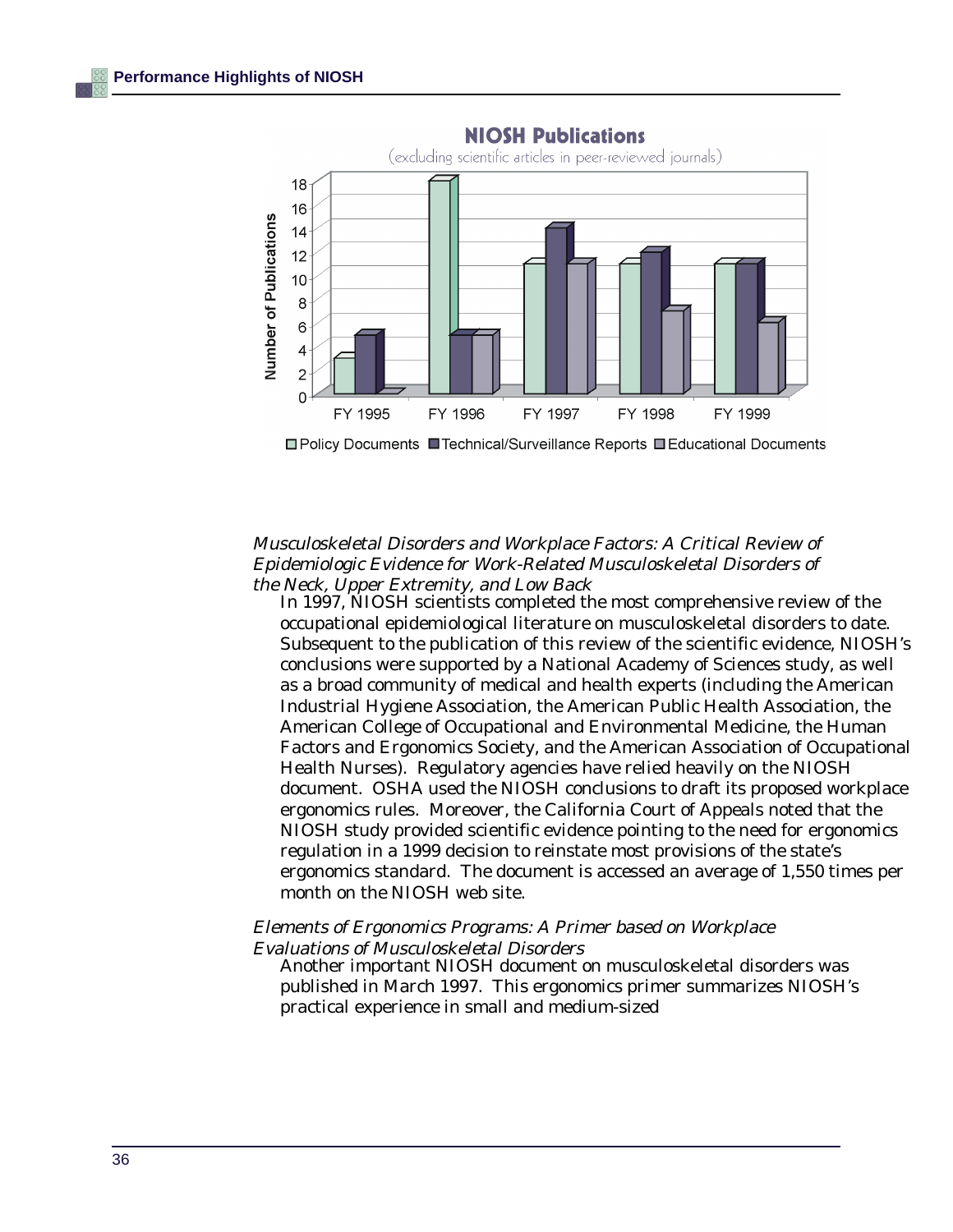**NIOSH Publications**

(excluding scientific articles in peer-reviewed journals)

| | FY 1995 | FY 1996 | FY 1997 | FY 1998 | FY 1999 |
|---|---|---|---|---|---|
| Policy Documents | 3 | 18 | 11 | 11 | 11 |
| Technical/Surveillance Reports | 5 | 5 | 14 | 12 | 11 |
| Educational Documents | 0 | 5 | 11 | 7 | 6 |

*Musculoskeletal Disorders and Workplace Factors: A Critical Review of Epidemiologic Evidence for Work-Related Musculoskeletal Disorders of the Neck, Upper Extremity, and Low Back*

In 1997, NIOSH scientists completed the most comprehensive review of the occupational epidemiological literature on musculoskeletal disorders to date. Subsequent to the publication of this review of the scientific evidence, NIOSH's conclusions were supported by a National Academy of Sciences study, as well as a broad community of medical and health experts (including the American Industrial Hygiene Association, the American Public Health Association, the American College of Occupational and Environmental Medicine, the Human Factors and Ergonomics Society, and the American Association of Occupational Health Nurses). Regulatory agencies have relied heavily on the NIOSH document. OSHA used the NIOSH conclusions to draft its proposed workplace ergonomics rules. Moreover, the California Court of Appeals noted that the NIOSH study provided scientific evidence pointing to the need for ergonomics regulation in a 1999 decision to reinstate most provisions of the state's ergonomics standard. The document is accessed an average of 1,550 times per month on the NIOSH web site.

*Elements of Ergonomics Programs: A Primer based on Workplace Evaluations of Musculoskeletal Disorders*

Another important NIOSH document on musculoskeletal disorders was published in March 1997. This ergonomics primer summarizes NIOSH's practical experience in small and medium-sized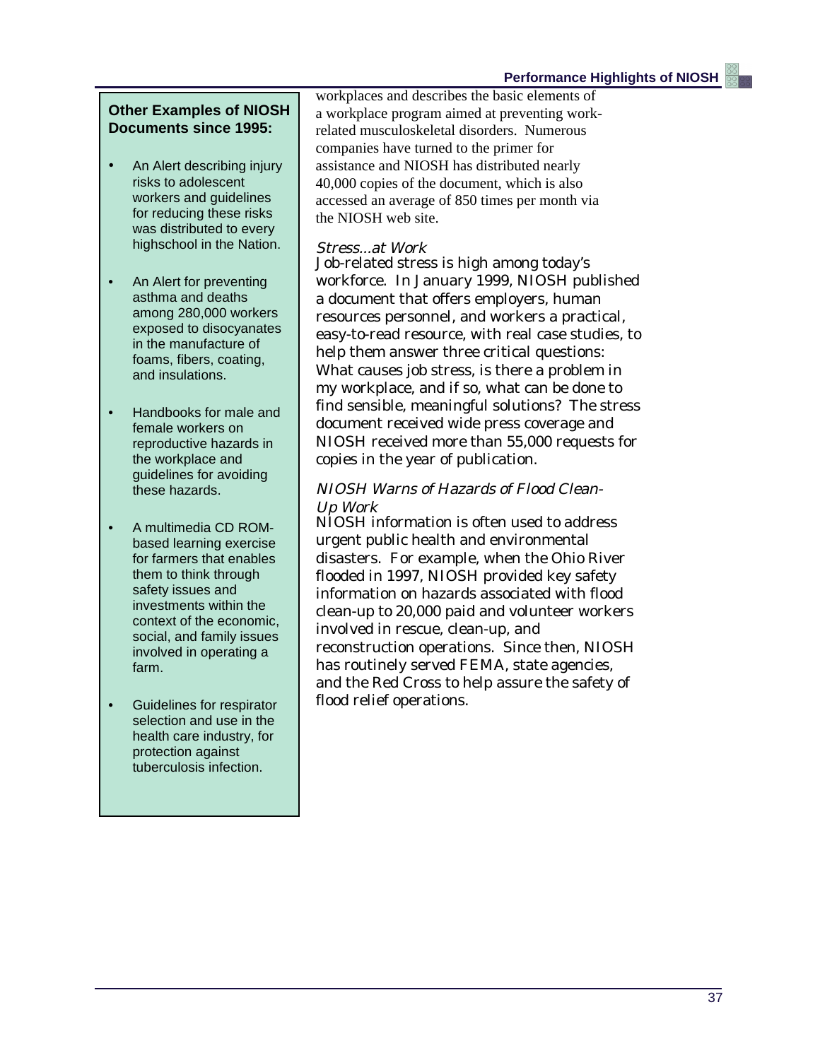workplaces and describes the basic elements of a workplace program aimed at preventing work-related musculoskeletal disorders. Numerous companies have turned to the primer for assistance and NIOSH has distributed nearly 40,000 copies of the document, which is also accessed an average of 850 times per month via the NIOSH web site.

*Stress...at Work*

Job-related stress is high among today's workforce. In January 1999, NIOSH published a document that offers employers, human resources personnel, and workers a practical, easy-to-read resource, with real case studies, to help them answer three critical questions: What causes job stress, is there a problem in my workplace, and if so, what can be done to find sensible, meaningful solutions? The stress document received wide press coverage and NIOSH received more than 55,000 requests for copies in the year of publication.

*NIOSH Warns of Hazards of Flood Clean-Up Work*

NIOSH information is often used to address urgent public health and environmental disasters. For example, when the Ohio River flooded in 1997, NIOSH provided key safety information on hazards associated with flood clean-up to 20,000 paid and volunteer workers involved in rescue, clean-up, and reconstruction operations. Since then, NIOSH has routinely served FEMA, state agencies, and the Red Cross to help assure the safety of flood relief operations.

**Other Examples of NIOSH Documents since 1995:**

- An Alert describing injury risks to adolescent workers and guidelines for reducing these risks was distributed to every highschool in the Nation.
- An Alert for preventing asthma and deaths among 280,000 workers exposed to disocyanates in the manufacture of foams, fibers, coating, and insulations.
- Handbooks for male and female workers on reproductive hazards in the workplace and guidelines for avoiding these hazards.
- A multimedia CD ROM-based learning exercise for farmers that enables them to think through safety issues and investments within the context of the economic, social, and family issues involved in operating a farm.
- Guidelines for respirator selection and use in the health care industry, for protection against tuberculosis infection.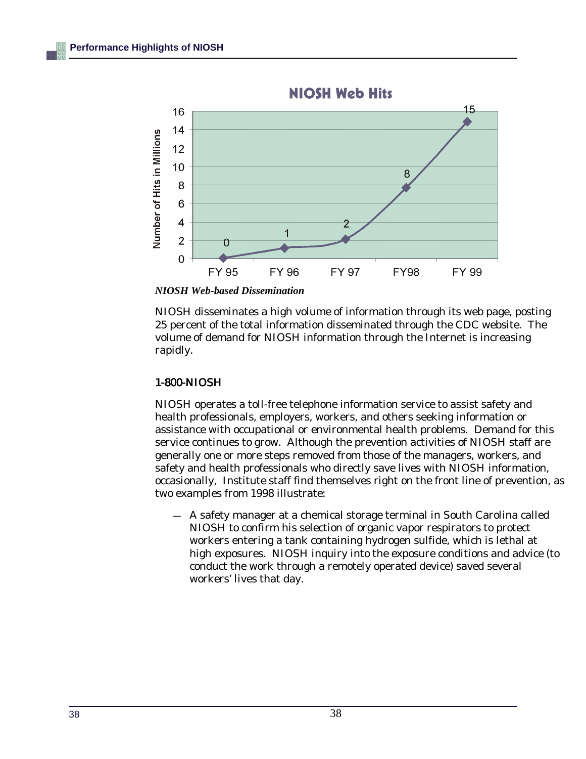NIOSH Web Hits

| | FY 95 | FY 96 | FY 97 | FY98 | FY 99 |
|---|---|---|---|---|---|
| Number of Hits in Millions | 0 | 1 | 2 | 8 | 15 |

***NIOSH Web-based Dissemination***

NIOSH disseminates a high volume of information through its web page, posting 25 percent of the total information disseminated through the CDC website. The volume of demand for NIOSH information through the Internet is increasing rapidly.

### 1-800-NIOSH

NIOSH operates a toll-free telephone information service to assist safety and health professionals, employers, workers, and others seeking information or assistance with occupational or environmental health problems. Demand for this service continues to grow. Although the prevention activities of NIOSH staff are generally one or more steps removed from those of the managers, workers, and safety and health professionals who directly save lives with NIOSH information, occasionally, Institute staff find themselves right on the front line of prevention, as two examples from 1998 illustrate:

— A safety manager at a chemical storage terminal in South Carolina called NIOSH to confirm his selection of organic vapor respirators to protect workers entering a tank containing hydrogen sulfide, which is lethal at high exposures. NIOSH inquiry into the exposure conditions and advice (to conduct the work through a remotely operated device) saved several workers' lives that day.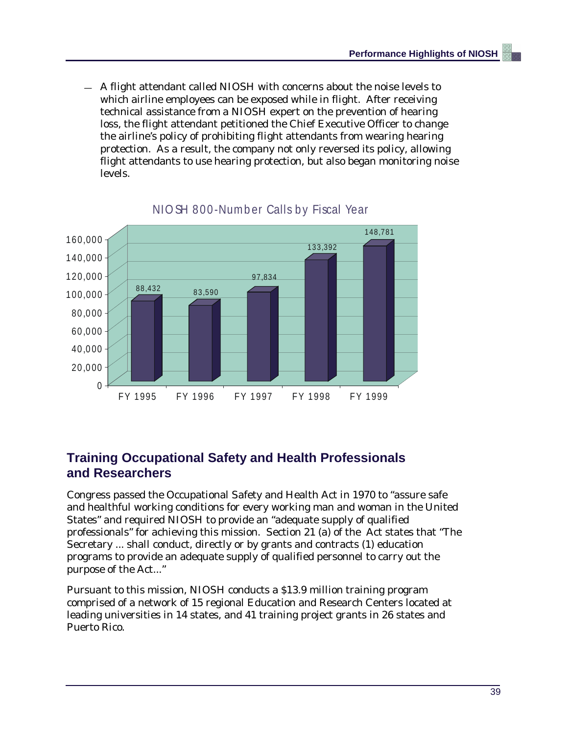— A flight attendant called NIOSH with concerns about the noise levels to which airline employees can be exposed while in flight. After receiving technical assistance from a NIOSH expert on the prevention of hearing loss, the flight attendant petitioned the Chief Executive Officer to change the airline's policy of prohibiting flight attendants from wearing hearing protection. As a result, the company not only reversed its policy, allowing flight attendants to use hearing protection, but also began monitoring noise levels.

NIOSH 800-Number Calls by Fiscal Year

| Fiscal Year | Calls |
|---|---|
| FY 1995 | 88,432 |
| FY 1996 | 83,590 |
| FY 1997 | 97,834 |
| FY 1998 | 133,392 |
| FY 1999 | 148,781 |

## Training Occupational Safety and Health Professionals and Researchers

Congress passed the Occupational Safety and Health Act in 1970 to "assure safe and healthful working conditions for every working man and woman in the United States" and required NIOSH to provide an "adequate supply of qualified professionals" for achieving this mission. Section 21 (a) of the Act states that "The Secretary ... shall conduct, directly or by grants and contracts (1) education programs to provide an adequate supply of qualified personnel to carry out the purpose of the Act..."

Pursuant to this mission, NIOSH conducts a $13.9 million training program comprised of a network of 15 regional Education and Research Centers located at leading universities in 14 states, and 41 training project grants in 26 states and Puerto Rico.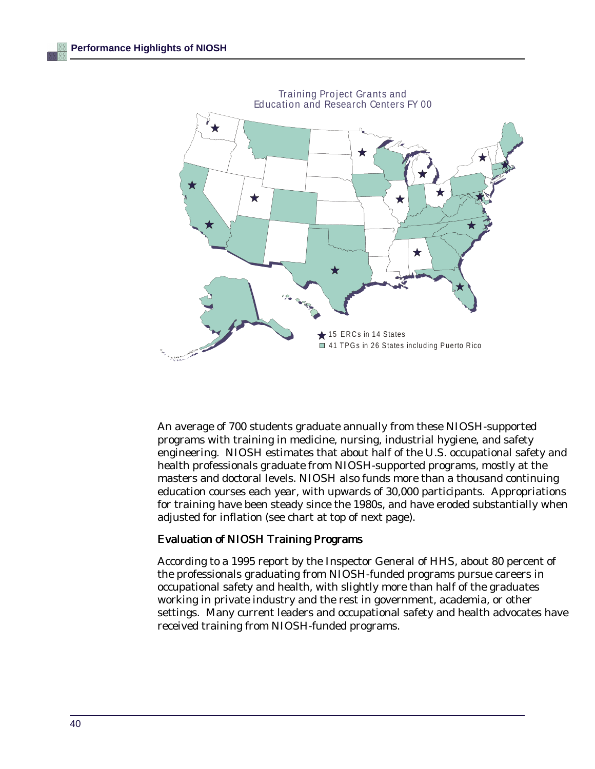Training Project Grants and Education and Research Centers FY 00

★ 15 ERCs in 14 States
■ 41 TPGs in 26 States including Puerto Rico

An average of 700 students graduate annually from these NIOSH-supported programs with training in medicine, nursing, industrial hygiene, and safety engineering. NIOSH estimates that about half of the U.S. occupational safety and health professionals graduate from NIOSH-supported programs, mostly at the masters and doctoral levels. NIOSH also funds more than a thousand continuing education courses each year, with upwards of 30,000 participants. Appropriations for training have been steady since the 1980s, and have eroded substantially when adjusted for inflation (see chart at top of next page).

### Evaluation of NIOSH Training Programs

According to a 1995 report by the Inspector General of HHS, about 80 percent of the professionals graduating from NIOSH-funded programs pursue careers in occupational safety and health, with slightly more than half of the graduates working in private industry and the rest in government, academia, or other settings. Many current leaders and occupational safety and health advocates have received training from NIOSH-funded programs.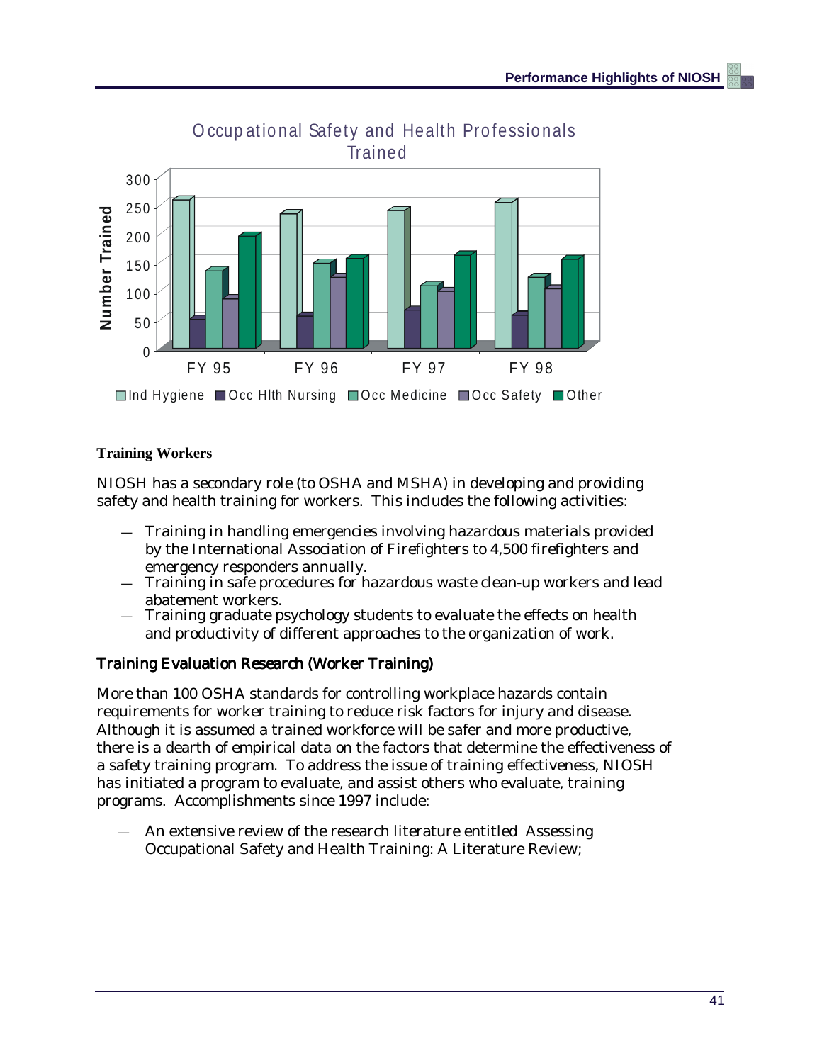Occupational Safety and Health Professionals Trained

**Training Workers**

NIOSH has a secondary role (to OSHA and MSHA) in developing and providing safety and health training for workers. This includes the following activities:

- Training in handling emergencies involving hazardous materials provided by the International Association of Firefighters to 4,500 firefighters and emergency responders annually.
- Training in safe procedures for hazardous waste clean-up workers and lead abatement workers.
- Training graduate psychology students to evaluate the effects on health and productivity of different approaches to the organization of work.

## Training Evaluation Research (Worker Training)

More than 100 OSHA standards for controlling workplace hazards contain requirements for worker training to reduce risk factors for injury and disease. Although it is assumed a trained workforce will be safer and more productive, there is a dearth of empirical data on the factors that determine the effectiveness of a safety training program. To address the issue of training effectiveness, NIOSH has initiated a program to evaluate, and assist others who evaluate, training programs. Accomplishments since 1997 include:

- An extensive review of the research literature entitled Assessing Occupational Safety and Health Training: A Literature Review;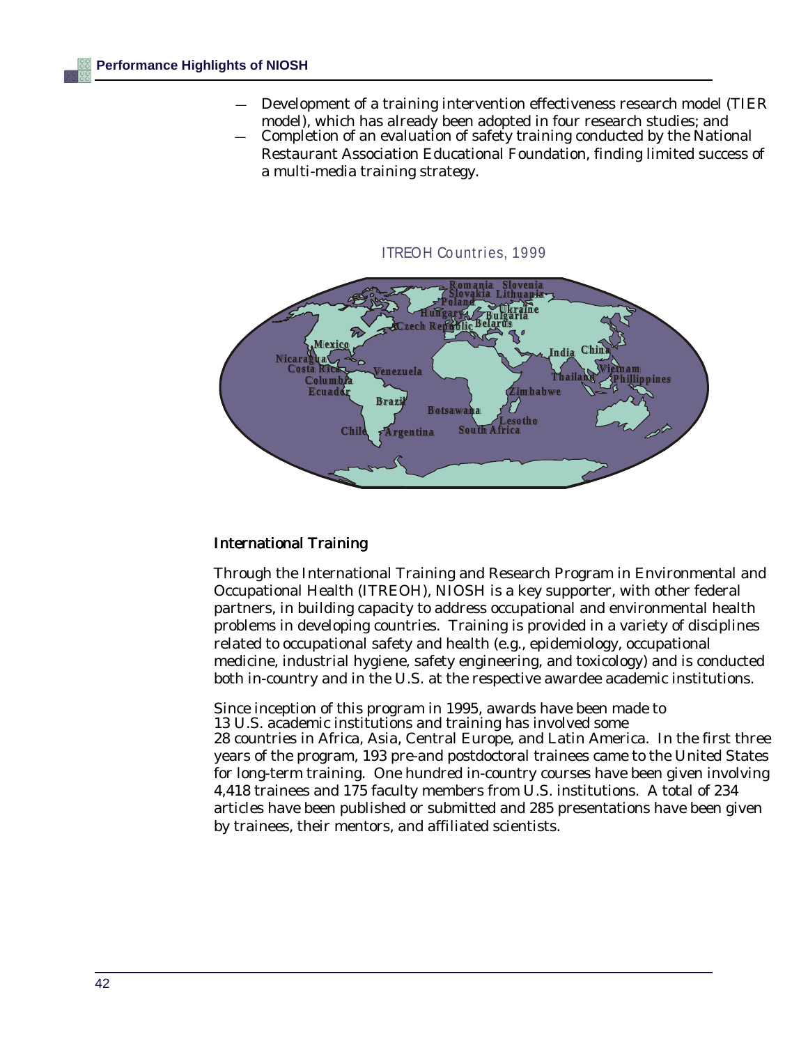— Development of a training intervention effectiveness research model (TIER model), which has already been adopted in four research studies; and

— Completion of an evaluation of safety training conducted by the National Restaurant Association Educational Foundation, finding limited success of a multi-media training strategy.

ITREOH Countries, 1999

Romania Slovenia Slovakia Lithuania Poland Ukraine Hungary Bulgaria Czech Republic Belarus Mexico India China Nicaragua Costa Rica Vietnam Columbia Venezuela Thailand Phillippines Ecuador Zimbabwe Brazil Botsawana Lesotho Chile Argentina South Africa

## International Training

Through the International Training and Research Program in Environmental and Occupational Health (ITREOH), NIOSH is a key supporter, with other federal partners, in building capacity to address occupational and environmental health problems in developing countries. Training is provided in a variety of disciplines related to occupational safety and health (e.g., epidemiology, occupational medicine, industrial hygiene, safety engineering, and toxicology) and is conducted both in-country and in the U.S. at the respective awardee academic institutions.

Since inception of this program in 1995, awards have been made to 13 U.S. academic institutions and training has involved some 28 countries in Africa, Asia, Central Europe, and Latin America. In the first three years of the program, 193 pre-and postdoctoral trainees came to the United States for long-term training. One hundred in-country courses have been given involving 4,418 trainees and 175 faculty members from U.S. institutions. A total of 234 articles have been published or submitted and 285 presentations have been given by trainees, their mentors, and affiliated scientists.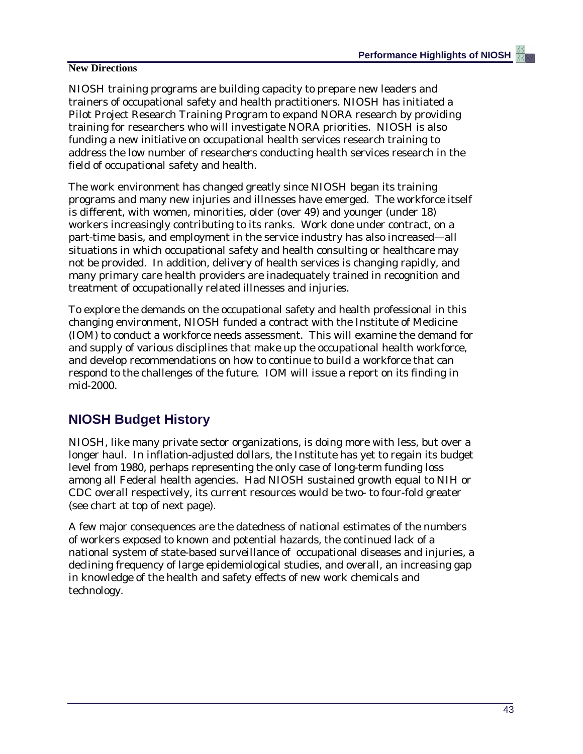**New Directions**

NIOSH training programs are building capacity to prepare new leaders and trainers of occupational safety and health practitioners. NIOSH has initiated a Pilot Project Research Training Program to expand NORA research by providing training for researchers who will investigate NORA priorities. NIOSH is also funding a new initiative on occupational health services research training to address the low number of researchers conducting health services research in the field of occupational safety and health.

The work environment has changed greatly since NIOSH began its training programs and many new injuries and illnesses have emerged. The workforce itself is different, with women, minorities, older (over 49) and younger (under 18) workers increasingly contributing to its ranks. Work done under contract, on a part-time basis, and employment in the service industry has also increased—all situations in which occupational safety and health consulting or healthcare may not be provided. In addition, delivery of health services is changing rapidly, and many primary care health providers are inadequately trained in recognition and treatment of occupationally related illnesses and injuries.

To explore the demands on the occupational safety and health professional in this changing environment, NIOSH funded a contract with the Institute of Medicine (IOM) to conduct a workforce needs assessment. This will examine the demand for and supply of various disciplines that make up the occupational health workforce, and develop recommendations on how to continue to build a workforce that can respond to the challenges of the future. IOM will issue a report on its finding in mid-2000.

## NIOSH Budget History

NIOSH, like many private sector organizations, is doing more with less, but over a longer haul. In inflation-adjusted dollars, the Institute has yet to regain its budget level from 1980, perhaps representing the only case of long-term funding loss among all Federal health agencies. Had NIOSH sustained growth equal to NIH or CDC overall respectively, its current resources would be two- to four-fold greater (see chart at top of next page).

A few major consequences are the datedness of national estimates of the numbers of workers exposed to known and potential hazards, the continued lack of a national system of state-based surveillance of occupational diseases and injuries, a declining frequency of large epidemiological studies, and overall, an increasing gap in knowledge of the health and safety effects of new work chemicals and technology.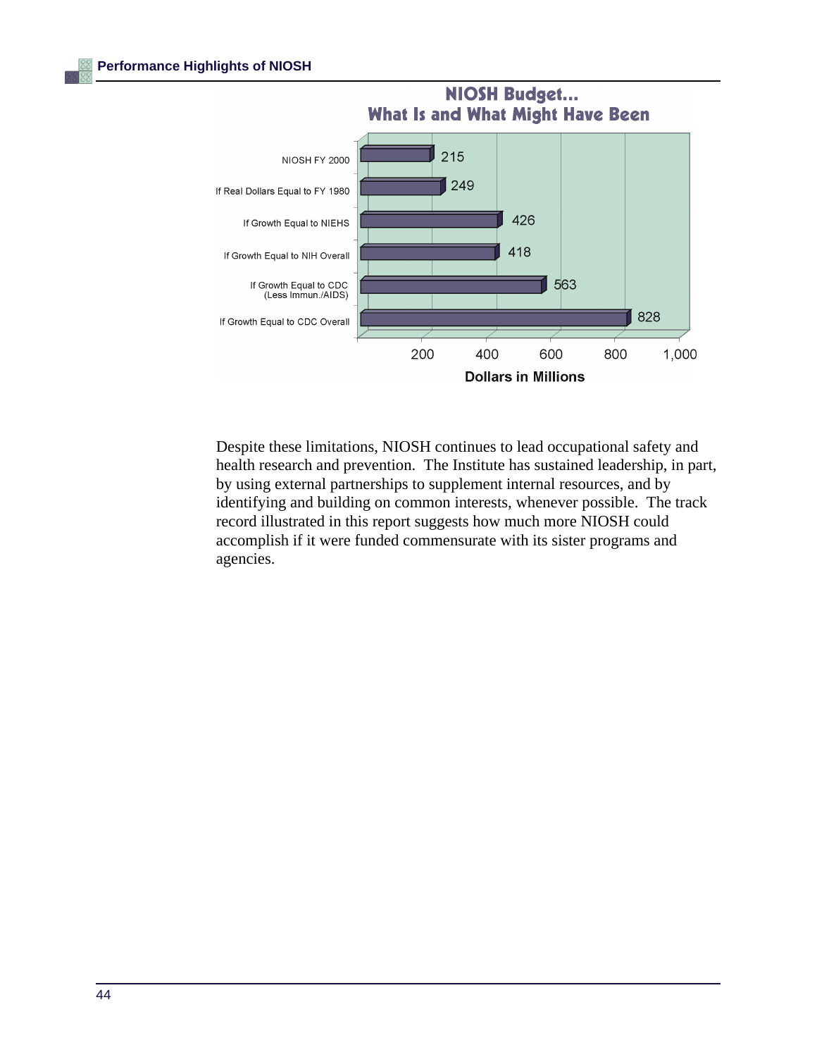## NIOSH Budget... What Is and What Might Have Been

| | Dollars in Millions |
|---|---|
| NIOSH FY 2000 | 215 |
| If Real Dollars Equal to FY 1980 | 249 |
| If Growth Equal to NIEHS | 426 |
| If Growth Equal to NIH Overall | 418 |
| If Growth Equal to CDC (Less Immun./AIDS) | 563 |
| If Growth Equal to CDC Overall | 828 |

Despite these limitations, NIOSH continues to lead occupational safety and health research and prevention. The Institute has sustained leadership, in part, by using external partnerships to supplement internal resources, and by identifying and building on common interests, whenever possible. The track record illustrated in this report suggests how much more NIOSH could accomplish if it were funded commensurate with its sister programs and agencies.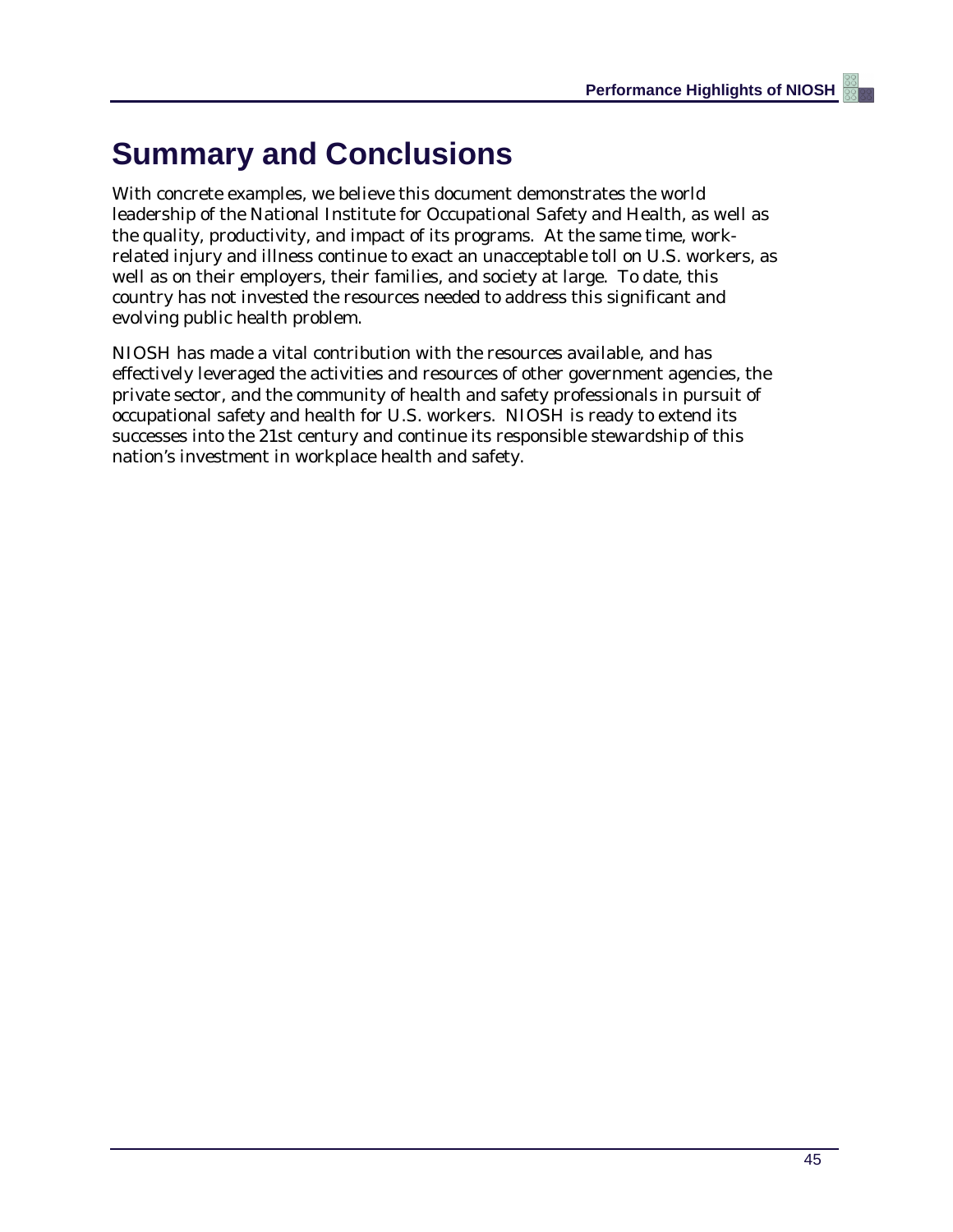# Summary and Conclusions

With concrete examples, we believe this document demonstrates the world leadership of the National Institute for Occupational Safety and Health, as well as the quality, productivity, and impact of its programs. At the same time, work-related injury and illness continue to exact an unacceptable toll on U.S. workers, as well as on their employers, their families, and society at large. To date, this country has not invested the resources needed to address this significant and evolving public health problem.

NIOSH has made a vital contribution with the resources available, and has effectively leveraged the activities and resources of other government agencies, the private sector, and the community of health and safety professionals in pursuit of occupational safety and health for U.S. workers. NIOSH is ready to extend its successes into the 21st century and continue its responsible stewardship of this nation's investment in workplace health and safety.